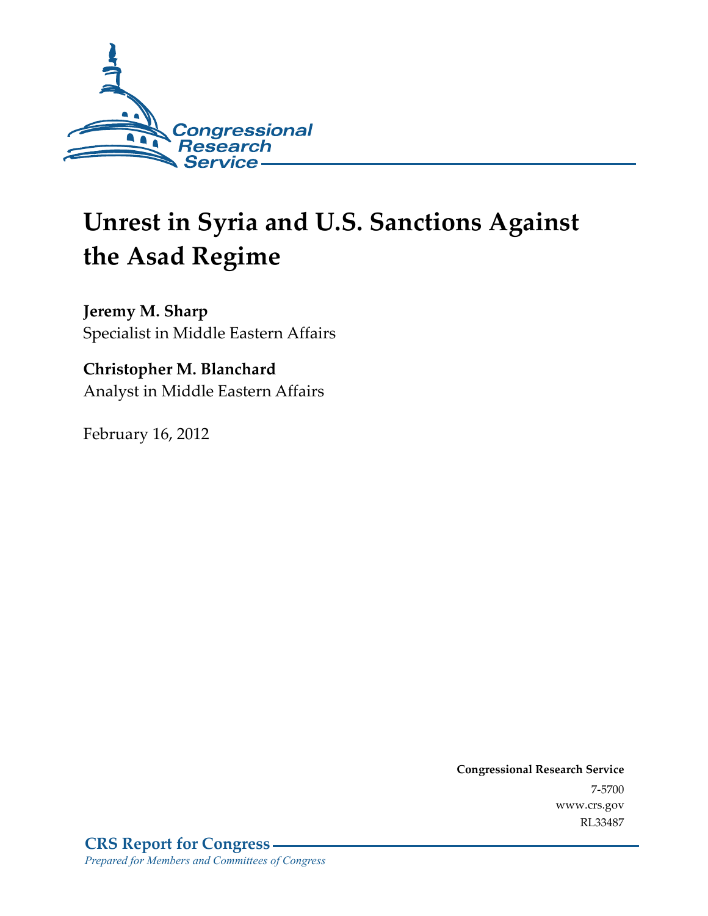Congressional Research Service

# Unrest in Syria and U.S. Sanctions Against the Asad Regime

**Jeremy M. Sharp**
Specialist in Middle Eastern Affairs

**Christopher M. Blanchard**
Analyst in Middle Eastern Affairs

February 16, 2012

**Congressional Research Service**
7-5700
www.crs.gov
RL33487

**CRS Report for Congress**
*Prepared for Members and Committees of Congress*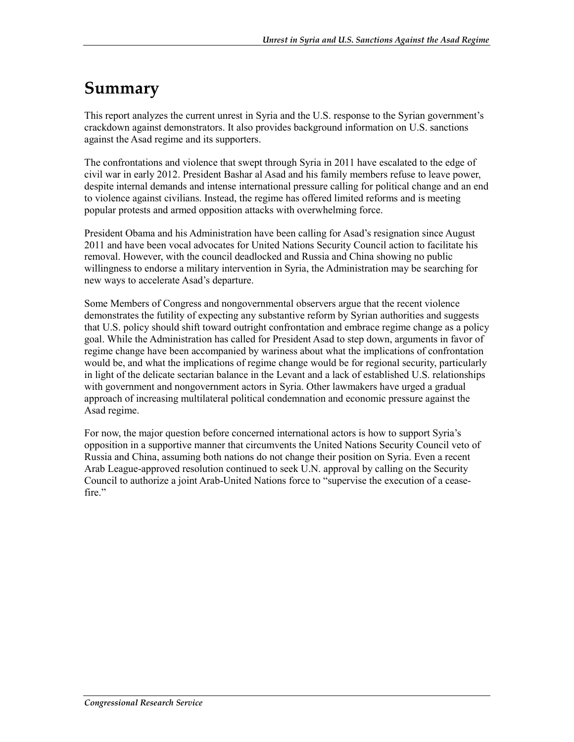# Summary

This report analyzes the current unrest in Syria and the U.S. response to the Syrian government's crackdown against demonstrators. It also provides background information on U.S. sanctions against the Asad regime and its supporters.

The confrontations and violence that swept through Syria in 2011 have escalated to the edge of civil war in early 2012. President Bashar al Asad and his family members refuse to leave power, despite internal demands and intense international pressure calling for political change and an end to violence against civilians. Instead, the regime has offered limited reforms and is meeting popular protests and armed opposition attacks with overwhelming force.

President Obama and his Administration have been calling for Asad's resignation since August 2011 and have been vocal advocates for United Nations Security Council action to facilitate his removal. However, with the council deadlocked and Russia and China showing no public willingness to endorse a military intervention in Syria, the Administration may be searching for new ways to accelerate Asad's departure.

Some Members of Congress and nongovernmental observers argue that the recent violence demonstrates the futility of expecting any substantive reform by Syrian authorities and suggests that U.S. policy should shift toward outright confrontation and embrace regime change as a policy goal. While the Administration has called for President Asad to step down, arguments in favor of regime change have been accompanied by wariness about what the implications of confrontation would be, and what the implications of regime change would be for regional security, particularly in light of the delicate sectarian balance in the Levant and a lack of established U.S. relationships with government and nongovernment actors in Syria. Other lawmakers have urged a gradual approach of increasing multilateral political condemnation and economic pressure against the Asad regime.

For now, the major question before concerned international actors is how to support Syria's opposition in a supportive manner that circumvents the United Nations Security Council veto of Russia and China, assuming both nations do not change their position on Syria. Even a recent Arab League-approved resolution continued to seek U.N. approval by calling on the Security Council to authorize a joint Arab-United Nations force to "supervise the execution of a cease-fire."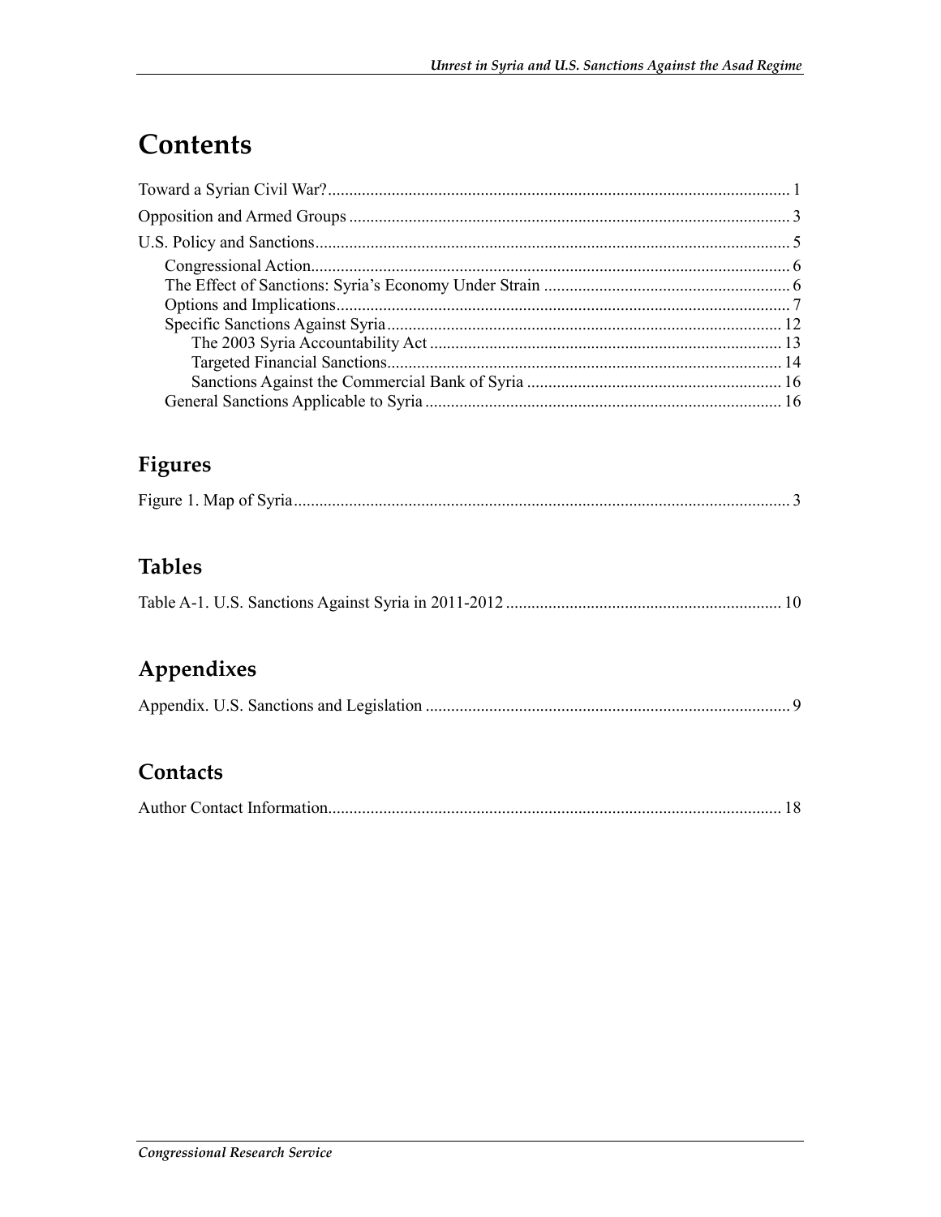# Contents

Toward a Syrian Civil War? ........................................................................................................... 1

Opposition and Armed Groups ...................................................................................................... 3

U.S. Policy and Sanctions .............................................................................................................. 5

- Congressional Action ............................................................................................................... 6
- The Effect of Sanctions: Syria's Economy Under Strain ......................................................... 6
- Options and Implications ......................................................................................................... 7
- Specific Sanctions Against Syria ............................................................................................ 12
  - The 2003 Syria Accountability Act ................................................................................. 13
  - Targeted Financial Sanctions ........................................................................................... 14
  - Sanctions Against the Commercial Bank of Syria ........................................................... 16
- General Sanctions Applicable to Syria ................................................................................... 16

## Figures

Figure 1. Map of Syria ................................................................................................................... 3

## Tables

Table A-1. U.S. Sanctions Against Syria in 2011-2012 ............................................................... 10

## Appendixes

Appendix. U.S. Sanctions and Legislation .................................................................................... 9

## Contacts

Author Contact Information .......................................................................................................... 18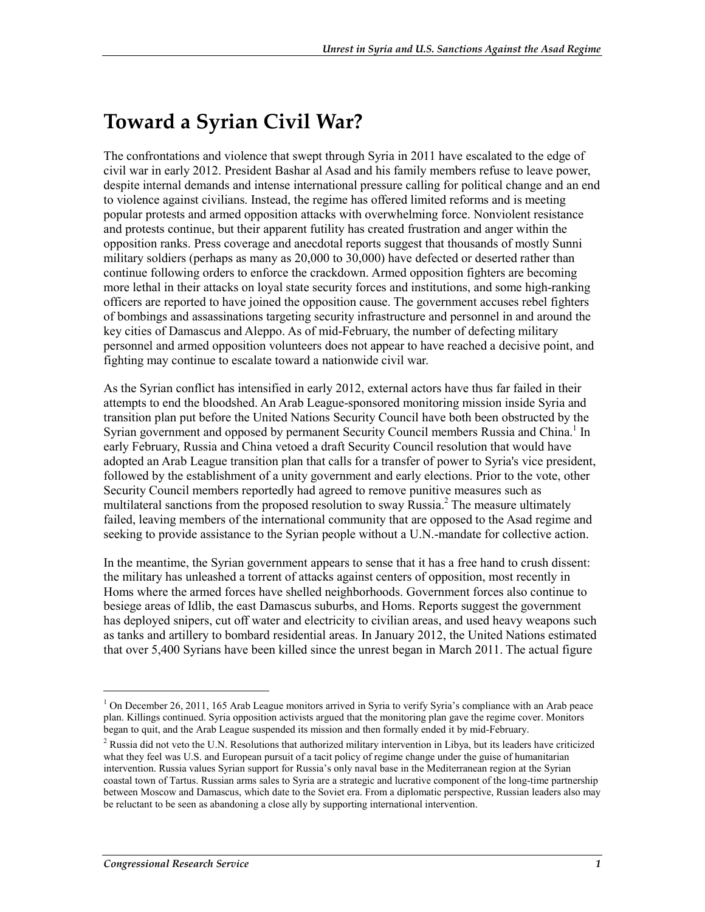# Toward a Syrian Civil War?

The confrontations and violence that swept through Syria in 2011 have escalated to the edge of civil war in early 2012. President Bashar al Asad and his family members refuse to leave power, despite internal demands and intense international pressure calling for political change and an end to violence against civilians. Instead, the regime has offered limited reforms and is meeting popular protests and armed opposition attacks with overwhelming force. Nonviolent resistance and protests continue, but their apparent futility has created frustration and anger within the opposition ranks. Press coverage and anecdotal reports suggest that thousands of mostly Sunni military soldiers (perhaps as many as 20,000 to 30,000) have defected or deserted rather than continue following orders to enforce the crackdown. Armed opposition fighters are becoming more lethal in their attacks on loyal state security forces and institutions, and some high-ranking officers are reported to have joined the opposition cause. The government accuses rebel fighters of bombings and assassinations targeting security infrastructure and personnel in and around the key cities of Damascus and Aleppo. As of mid-February, the number of defecting military personnel and armed opposition volunteers does not appear to have reached a decisive point, and fighting may continue to escalate toward a nationwide civil war.

As the Syrian conflict has intensified in early 2012, external actors have thus far failed in their attempts to end the bloodshed. An Arab League-sponsored monitoring mission inside Syria and transition plan put before the United Nations Security Council have both been obstructed by the Syrian government and opposed by permanent Security Council members Russia and China.[1] In early February, Russia and China vetoed a draft Security Council resolution that would have adopted an Arab League transition plan that calls for a transfer of power to Syria's vice president, followed by the establishment of a unity government and early elections. Prior to the vote, other Security Council members reportedly had agreed to remove punitive measures such as multilateral sanctions from the proposed resolution to sway Russia.[2] The measure ultimately failed, leaving members of the international community that are opposed to the Asad regime and seeking to provide assistance to the Syrian people without a U.N.-mandate for collective action.

In the meantime, the Syrian government appears to sense that it has a free hand to crush dissent: the military has unleashed a torrent of attacks against centers of opposition, most recently in Homs where the armed forces have shelled neighborhoods. Government forces also continue to besiege areas of Idlib, the east Damascus suburbs, and Homs. Reports suggest the government has deployed snipers, cut off water and electricity to civilian areas, and used heavy weapons such as tanks and artillery to bombard residential areas. In January 2012, the United Nations estimated that over 5,400 Syrians have been killed since the unrest began in March 2011. The actual figure

---

[1] On December 26, 2011, 165 Arab League monitors arrived in Syria to verify Syria's compliance with an Arab peace plan. Killings continued. Syria opposition activists argued that the monitoring plan gave the regime cover. Monitors began to quit, and the Arab League suspended its mission and then formally ended it by mid-February.

[2] Russia did not veto the U.N. Resolutions that authorized military intervention in Libya, but its leaders have criticized what they feel was U.S. and European pursuit of a tacit policy of regime change under the guise of humanitarian intervention. Russia values Syrian support for Russia's only naval base in the Mediterranean region at the Syrian coastal town of Tartus. Russian arms sales to Syria are a strategic and lucrative component of the long-time partnership between Moscow and Damascus, which date to the Soviet era. From a diplomatic perspective, Russian leaders also may be reluctant to be seen as abandoning a close ally by supporting international intervention.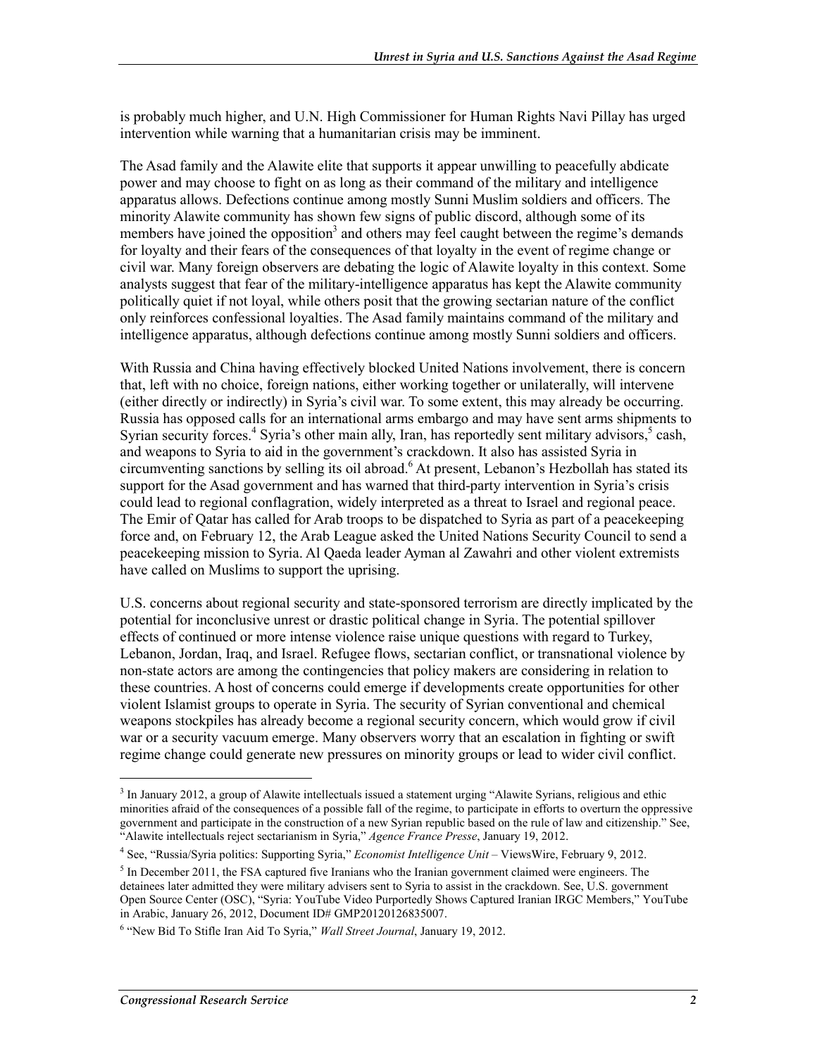is probably much higher, and U.N. High Commissioner for Human Rights Navi Pillay has urged intervention while warning that a humanitarian crisis may be imminent.

The Asad family and the Alawite elite that supports it appear unwilling to peacefully abdicate power and may choose to fight on as long as their command of the military and intelligence apparatus allows. Defections continue among mostly Sunni Muslim soldiers and officers. The minority Alawite community has shown few signs of public discord, although some of its members have joined the opposition[3] and others may feel caught between the regime's demands for loyalty and their fears of the consequences of that loyalty in the event of regime change or civil war. Many foreign observers are debating the logic of Alawite loyalty in this context. Some analysts suggest that fear of the military-intelligence apparatus has kept the Alawite community politically quiet if not loyal, while others posit that the growing sectarian nature of the conflict only reinforces confessional loyalties. The Asad family maintains command of the military and intelligence apparatus, although defections continue among mostly Sunni soldiers and officers.

With Russia and China having effectively blocked United Nations involvement, there is concern that, left with no choice, foreign nations, either working together or unilaterally, will intervene (either directly or indirectly) in Syria's civil war. To some extent, this may already be occurring. Russia has opposed calls for an international arms embargo and may have sent arms shipments to Syrian security forces.[4] Syria's other main ally, Iran, has reportedly sent military advisors,[5] cash, and weapons to Syria to aid in the government's crackdown. It also has assisted Syria in circumventing sanctions by selling its oil abroad.[6] At present, Lebanon's Hezbollah has stated its support for the Asad government and has warned that third-party intervention in Syria's crisis could lead to regional conflagration, widely interpreted as a threat to Israel and regional peace. The Emir of Qatar has called for Arab troops to be dispatched to Syria as part of a peacekeeping force and, on February 12, the Arab League asked the United Nations Security Council to send a peacekeeping mission to Syria. Al Qaeda leader Ayman al Zawahri and other violent extremists have called on Muslims to support the uprising.

U.S. concerns about regional security and state-sponsored terrorism are directly implicated by the potential for inconclusive unrest or drastic political change in Syria. The potential spillover effects of continued or more intense violence raise unique questions with regard to Turkey, Lebanon, Jordan, Iraq, and Israel. Refugee flows, sectarian conflict, or transnational violence by non-state actors are among the contingencies that policy makers are considering in relation to these countries. A host of concerns could emerge if developments create opportunities for other violent Islamist groups to operate in Syria. The security of Syrian conventional and chemical weapons stockpiles has already become a regional security concern, which would grow if civil war or a security vacuum emerge. Many observers worry that an escalation in fighting or swift regime change could generate new pressures on minority groups or lead to wider civil conflict.

---

[3] In January 2012, a group of Alawite intellectuals issued a statement urging "Alawite Syrians, religious and ethic minorities afraid of the consequences of a possible fall of the regime, to participate in efforts to overturn the oppressive government and participate in the construction of a new Syrian republic based on the rule of law and citizenship." See, "Alawite intellectuals reject sectarianism in Syria," *Agence France Presse*, January 19, 2012.

[4] See, "Russia/Syria politics: Supporting Syria," *Economist Intelligence Unit* – ViewsWire, February 9, 2012.

[5] In December 2011, the FSA captured five Iranians who the Iranian government claimed were engineers. The detainees later admitted they were military advisers sent to Syria to assist in the crackdown. See, U.S. government Open Source Center (OSC), "Syria: YouTube Video Purportedly Shows Captured Iranian IRGC Members," YouTube in Arabic, January 26, 2012, Document ID# GMP20120126835007.

[6] "New Bid To Stifle Iran Aid To Syria," *Wall Street Journal*, January 19, 2012.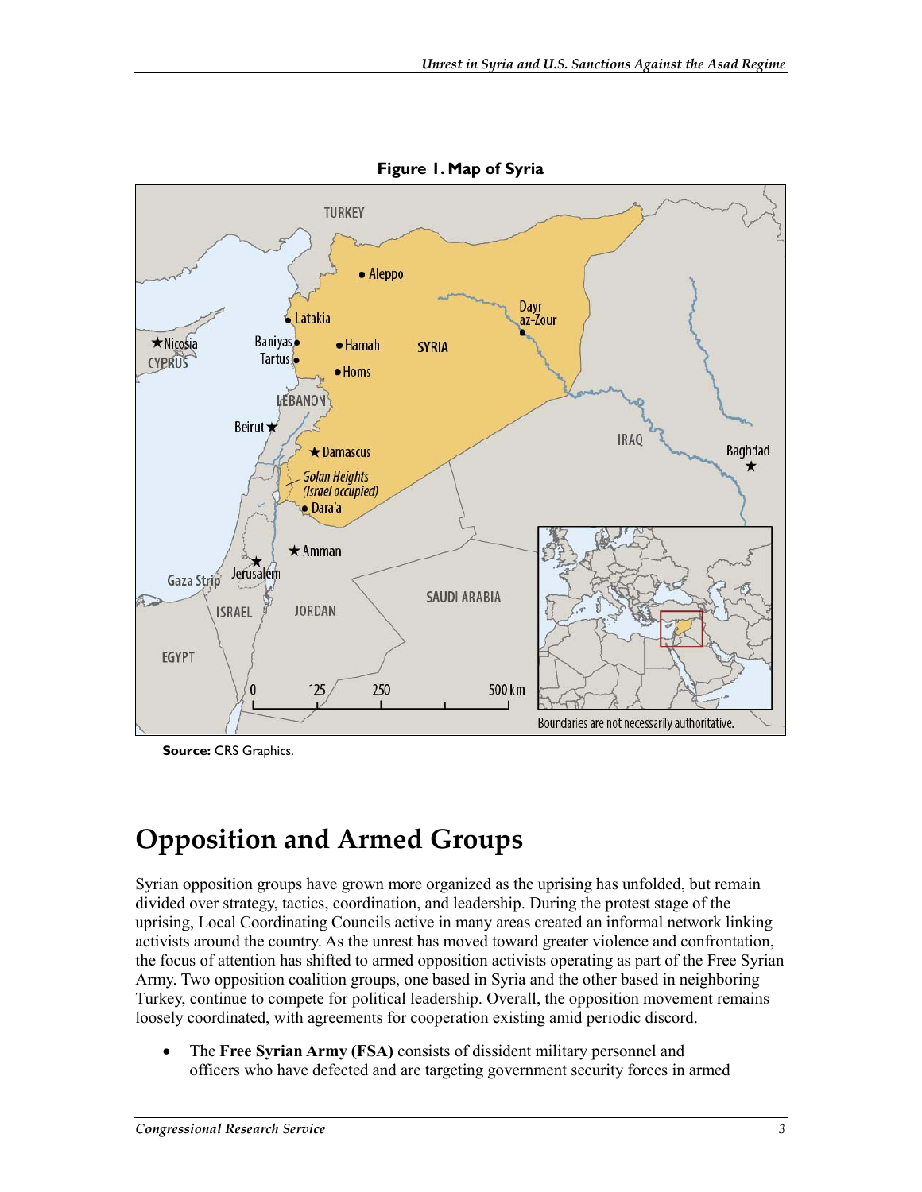**Figure 1. Map of Syria**

**Source:** CRS Graphics.

# Opposition and Armed Groups

Syrian opposition groups have grown more organized as the uprising has unfolded, but remain divided over strategy, tactics, coordination, and leadership. During the protest stage of the uprising, Local Coordinating Councils active in many areas created an informal network linking activists around the country. As the unrest has moved toward greater violence and confrontation, the focus of attention has shifted to armed opposition activists operating as part of the Free Syrian Army. Two opposition coalition groups, one based in Syria and the other based in neighboring Turkey, continue to compete for political leadership. Overall, the opposition movement remains loosely coordinated, with agreements for cooperation existing amid periodic discord.

- The **Free Syrian Army (FSA)** consists of dissident military personnel and officers who have defected and are targeting government security forces in armed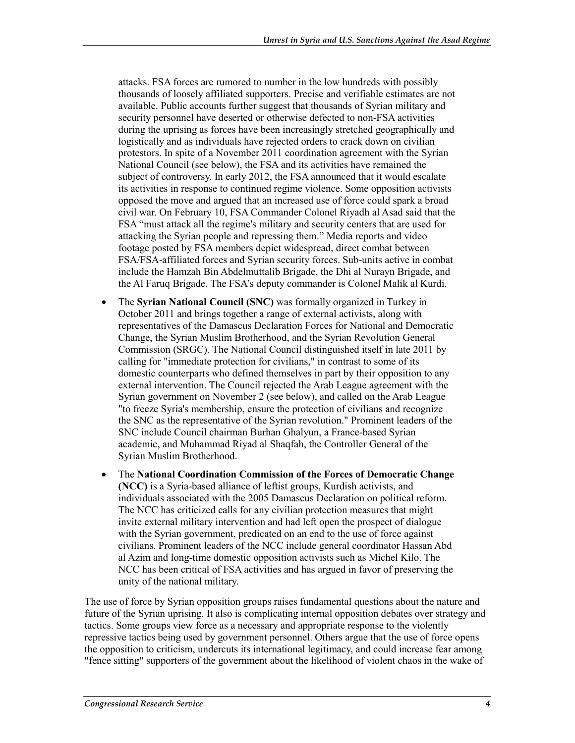attacks. FSA forces are rumored to number in the low hundreds with possibly thousands of loosely affiliated supporters. Precise and verifiable estimates are not available. Public accounts further suggest that thousands of Syrian military and security personnel have deserted or otherwise defected to non-FSA activities during the uprising as forces have been increasingly stretched geographically and logistically and as individuals have rejected orders to crack down on civilian protestors. In spite of a November 2011 coordination agreement with the Syrian National Council (see below), the FSA and its activities have remained the subject of controversy. In early 2012, the FSA announced that it would escalate its activities in response to continued regime violence. Some opposition activists opposed the move and argued that an increased use of force could spark a broad civil war. On February 10, FSA Commander Colonel Riyadh al Asad said that the FSA "must attack all the regime's military and security centers that are used for attacking the Syrian people and repressing them." Media reports and video footage posted by FSA members depict widespread, direct combat between FSA/FSA-affiliated forces and Syrian security forces. Sub-units active in combat include the Hamzah Bin Abdelmuttalib Brigade, the Dhi al Nurayn Brigade, and the Al Faruq Brigade. The FSA's deputy commander is Colonel Malik al Kurdi.

- The **Syrian National Council (SNC)** was formally organized in Turkey in October 2011 and brings together a range of external activists, along with representatives of the Damascus Declaration Forces for National and Democratic Change, the Syrian Muslim Brotherhood, and the Syrian Revolution General Commission (SRGC). The National Council distinguished itself in late 2011 by calling for "immediate protection for civilians," in contrast to some of its domestic counterparts who defined themselves in part by their opposition to any external intervention. The Council rejected the Arab League agreement with the Syrian government on November 2 (see below), and called on the Arab League "to freeze Syria's membership, ensure the protection of civilians and recognize the SNC as the representative of the Syrian revolution." Prominent leaders of the SNC include Council chairman Burhan Ghalyun, a France-based Syrian academic, and Muhammad Riyad al Shaqfah, the Controller General of the Syrian Muslim Brotherhood.
- The **National Coordination Commission of the Forces of Democratic Change (NCC)** is a Syria-based alliance of leftist groups, Kurdish activists, and individuals associated with the 2005 Damascus Declaration on political reform. The NCC has criticized calls for any civilian protection measures that might invite external military intervention and had left open the prospect of dialogue with the Syrian government, predicated on an end to the use of force against civilians. Prominent leaders of the NCC include general coordinator Hassan Abd al Azim and long-time domestic opposition activists such as Michel Kilo. The NCC has been critical of FSA activities and has argued in favor of preserving the unity of the national military.

The use of force by Syrian opposition groups raises fundamental questions about the nature and future of the Syrian uprising. It also is complicating internal opposition debates over strategy and tactics. Some groups view force as a necessary and appropriate response to the violently repressive tactics being used by government personnel. Others argue that the use of force opens the opposition to criticism, undercuts its international legitimacy, and could increase fear among "fence sitting" supporters of the government about the likelihood of violent chaos in the wake of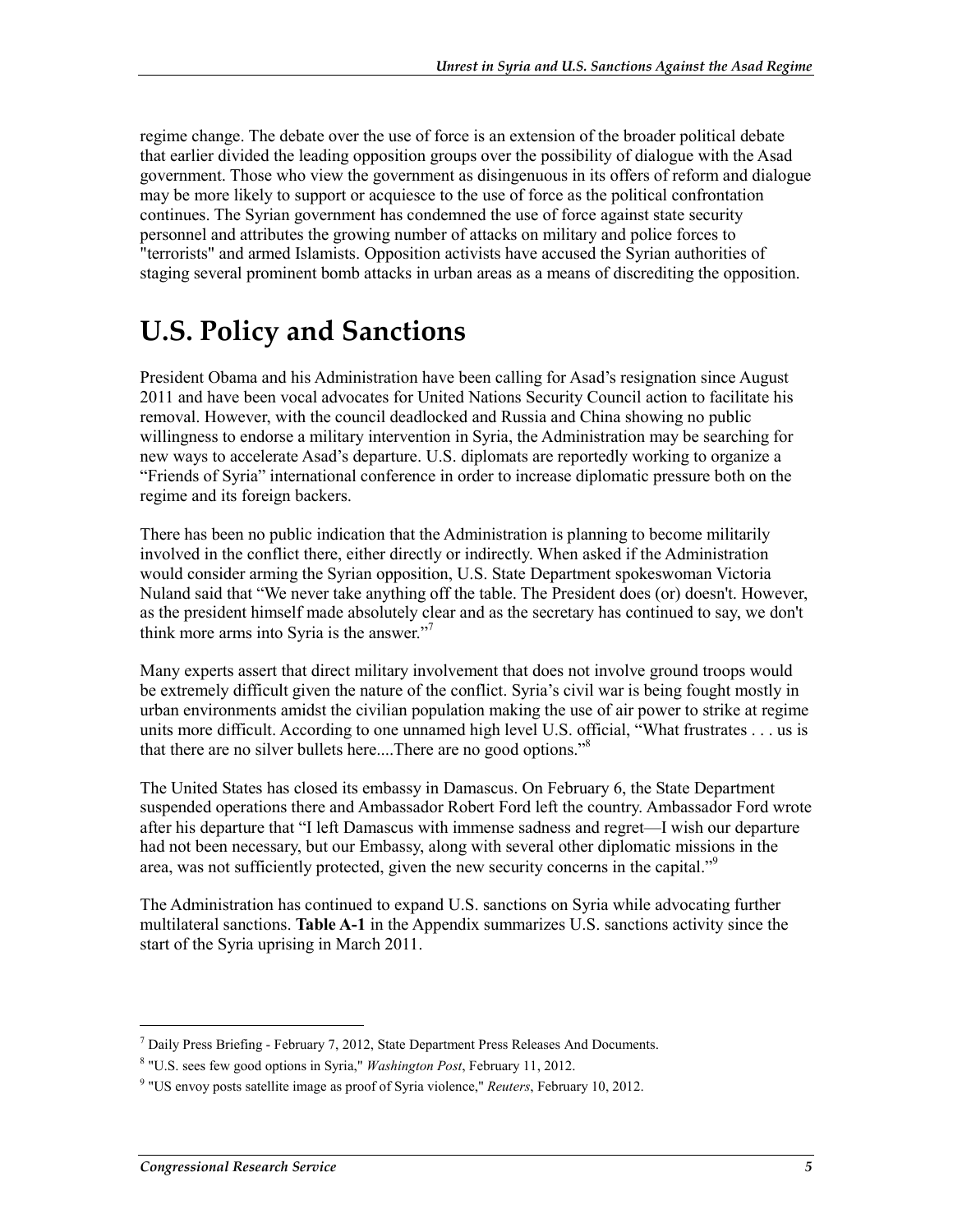regime change. The debate over the use of force is an extension of the broader political debate that earlier divided the leading opposition groups over the possibility of dialogue with the Asad government. Those who view the government as disingenuous in its offers of reform and dialogue may be more likely to support or acquiesce to the use of force as the political confrontation continues. The Syrian government has condemned the use of force against state security personnel and attributes the growing number of attacks on military and police forces to "terrorists" and armed Islamists. Opposition activists have accused the Syrian authorities of staging several prominent bomb attacks in urban areas as a means of discrediting the opposition.

# U.S. Policy and Sanctions

President Obama and his Administration have been calling for Asad's resignation since August 2011 and have been vocal advocates for United Nations Security Council action to facilitate his removal. However, with the council deadlocked and Russia and China showing no public willingness to endorse a military intervention in Syria, the Administration may be searching for new ways to accelerate Asad's departure. U.S. diplomats are reportedly working to organize a "Friends of Syria" international conference in order to increase diplomatic pressure both on the regime and its foreign backers.

There has been no public indication that the Administration is planning to become militarily involved in the conflict there, either directly or indirectly. When asked if the Administration would consider arming the Syrian opposition, U.S. State Department spokeswoman Victoria Nuland said that "We never take anything off the table. The President does (or) doesn't. However, as the president himself made absolutely clear and as the secretary has continued to say, we don't think more arms into Syria is the answer."[7]

Many experts assert that direct military involvement that does not involve ground troops would be extremely difficult given the nature of the conflict. Syria's civil war is being fought mostly in urban environments amidst the civilian population making the use of air power to strike at regime units more difficult. According to one unnamed high level U.S. official, "What frustrates . . . us is that there are no silver bullets here....There are no good options."[8]

The United States has closed its embassy in Damascus. On February 6, the State Department suspended operations there and Ambassador Robert Ford left the country. Ambassador Ford wrote after his departure that "I left Damascus with immense sadness and regret—I wish our departure had not been necessary, but our Embassy, along with several other diplomatic missions in the area, was not sufficiently protected, given the new security concerns in the capital."[9]

The Administration has continued to expand U.S. sanctions on Syria while advocating further multilateral sanctions. **Table A-1** in the Appendix summarizes U.S. sanctions activity since the start of the Syria uprising in March 2011.

---

[7] Daily Press Briefing - February 7, 2012, State Department Press Releases And Documents.

[8] "U.S. sees few good options in Syria," *Washington Post*, February 11, 2012.

[9] "US envoy posts satellite image as proof of Syria violence," *Reuters*, February 10, 2012.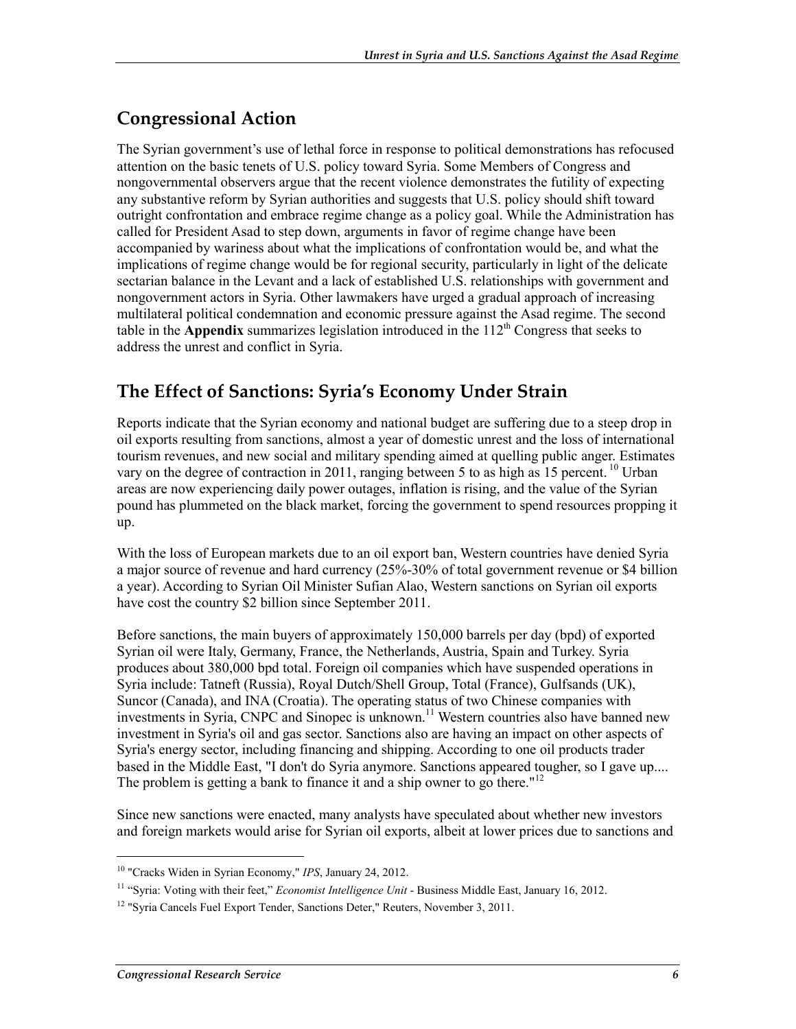## Congressional Action

The Syrian government's use of lethal force in response to political demonstrations has refocused attention on the basic tenets of U.S. policy toward Syria. Some Members of Congress and nongovernmental observers argue that the recent violence demonstrates the futility of expecting any substantive reform by Syrian authorities and suggests that U.S. policy should shift toward outright confrontation and embrace regime change as a policy goal. While the Administration has called for President Asad to step down, arguments in favor of regime change have been accompanied by wariness about what the implications of confrontation would be, and what the implications of regime change would be for regional security, particularly in light of the delicate sectarian balance in the Levant and a lack of established U.S. relationships with government and nongovernment actors in Syria. Other lawmakers have urged a gradual approach of increasing multilateral political condemnation and economic pressure against the Asad regime. The second table in the **Appendix** summarizes legislation introduced in the 112th Congress that seeks to address the unrest and conflict in Syria.

## The Effect of Sanctions: Syria's Economy Under Strain

Reports indicate that the Syrian economy and national budget are suffering due to a steep drop in oil exports resulting from sanctions, almost a year of domestic unrest and the loss of international tourism revenues, and new social and military spending aimed at quelling public anger. Estimates vary on the degree of contraction in 2011, ranging between 5 to as high as 15 percent.[10] Urban areas are now experiencing daily power outages, inflation is rising, and the value of the Syrian pound has plummeted on the black market, forcing the government to spend resources propping it up.

With the loss of European markets due to an oil export ban, Western countries have denied Syria a major source of revenue and hard currency (25%-30% of total government revenue or $4 billion a year). According to Syrian Oil Minister Sufian Alao, Western sanctions on Syrian oil exports have cost the country $2 billion since September 2011.

Before sanctions, the main buyers of approximately 150,000 barrels per day (bpd) of exported Syrian oil were Italy, Germany, France, the Netherlands, Austria, Spain and Turkey. Syria produces about 380,000 bpd total. Foreign oil companies which have suspended operations in Syria include: Tatneft (Russia), Royal Dutch/Shell Group, Total (France), Gulfsands (UK), Suncor (Canada), and INA (Croatia). The operating status of two Chinese companies with investments in Syria, CNPC and Sinopec is unknown.[11] Western countries also have banned new investment in Syria's oil and gas sector. Sanctions also are having an impact on other aspects of Syria's energy sector, including financing and shipping. According to one oil products trader based in the Middle East, "I don't do Syria anymore. Sanctions appeared tougher, so I gave up.... The problem is getting a bank to finance it and a ship owner to go there."[12]

Since new sanctions were enacted, many analysts have speculated about whether new investors and foreign markets would arise for Syrian oil exports, albeit at lower prices due to sanctions and

---

[10] "Cracks Widen in Syrian Economy," *IPS*, January 24, 2012.

[11] "Syria: Voting with their feet," *Economist Intelligence Unit* - Business Middle East, January 16, 2012.

[12] "Syria Cancels Fuel Export Tender, Sanctions Deter," Reuters, November 3, 2011.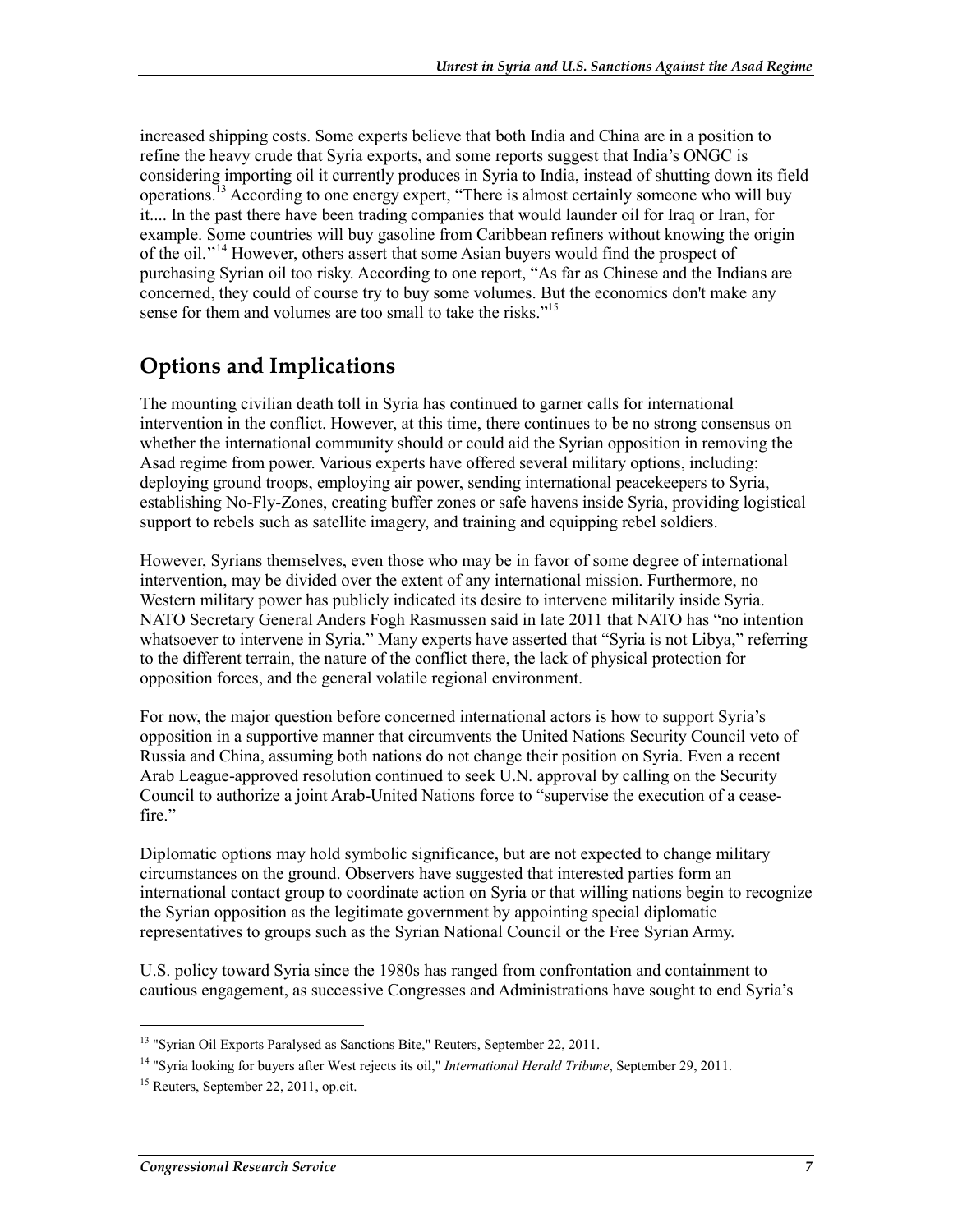increased shipping costs. Some experts believe that both India and China are in a position to refine the heavy crude that Syria exports, and some reports suggest that India's ONGC is considering importing oil it currently produces in Syria to India, instead of shutting down its field operations.[13] According to one energy expert, "There is almost certainly someone who will buy it.... In the past there have been trading companies that would launder oil for Iraq or Iran, for example. Some countries will buy gasoline from Caribbean refiners without knowing the origin of the oil."[14] However, others assert that some Asian buyers would find the prospect of purchasing Syrian oil too risky. According to one report, "As far as Chinese and the Indians are concerned, they could of course try to buy some volumes. But the economics don't make any sense for them and volumes are too small to take the risks."[15]

## Options and Implications

The mounting civilian death toll in Syria has continued to garner calls for international intervention in the conflict. However, at this time, there continues to be no strong consensus on whether the international community should or could aid the Syrian opposition in removing the Asad regime from power. Various experts have offered several military options, including: deploying ground troops, employing air power, sending international peacekeepers to Syria, establishing No-Fly-Zones, creating buffer zones or safe havens inside Syria, providing logistical support to rebels such as satellite imagery, and training and equipping rebel soldiers.

However, Syrians themselves, even those who may be in favor of some degree of international intervention, may be divided over the extent of any international mission. Furthermore, no Western military power has publicly indicated its desire to intervene militarily inside Syria. NATO Secretary General Anders Fogh Rasmussen said in late 2011 that NATO has "no intention whatsoever to intervene in Syria." Many experts have asserted that "Syria is not Libya," referring to the different terrain, the nature of the conflict there, the lack of physical protection for opposition forces, and the general volatile regional environment.

For now, the major question before concerned international actors is how to support Syria's opposition in a supportive manner that circumvents the United Nations Security Council veto of Russia and China, assuming both nations do not change their position on Syria. Even a recent Arab League-approved resolution continued to seek U.N. approval by calling on the Security Council to authorize a joint Arab-United Nations force to "supervise the execution of a cease-fire."

Diplomatic options may hold symbolic significance, but are not expected to change military circumstances on the ground. Observers have suggested that interested parties form an international contact group to coordinate action on Syria or that willing nations begin to recognize the Syrian opposition as the legitimate government by appointing special diplomatic representatives to groups such as the Syrian National Council or the Free Syrian Army.

U.S. policy toward Syria since the 1980s has ranged from confrontation and containment to cautious engagement, as successive Congresses and Administrations have sought to end Syria's

---

[13] "Syrian Oil Exports Paralysed as Sanctions Bite," Reuters, September 22, 2011.

[14] "Syria looking for buyers after West rejects its oil," *International Herald Tribune*, September 29, 2011.

[15] Reuters, September 22, 2011, op.cit.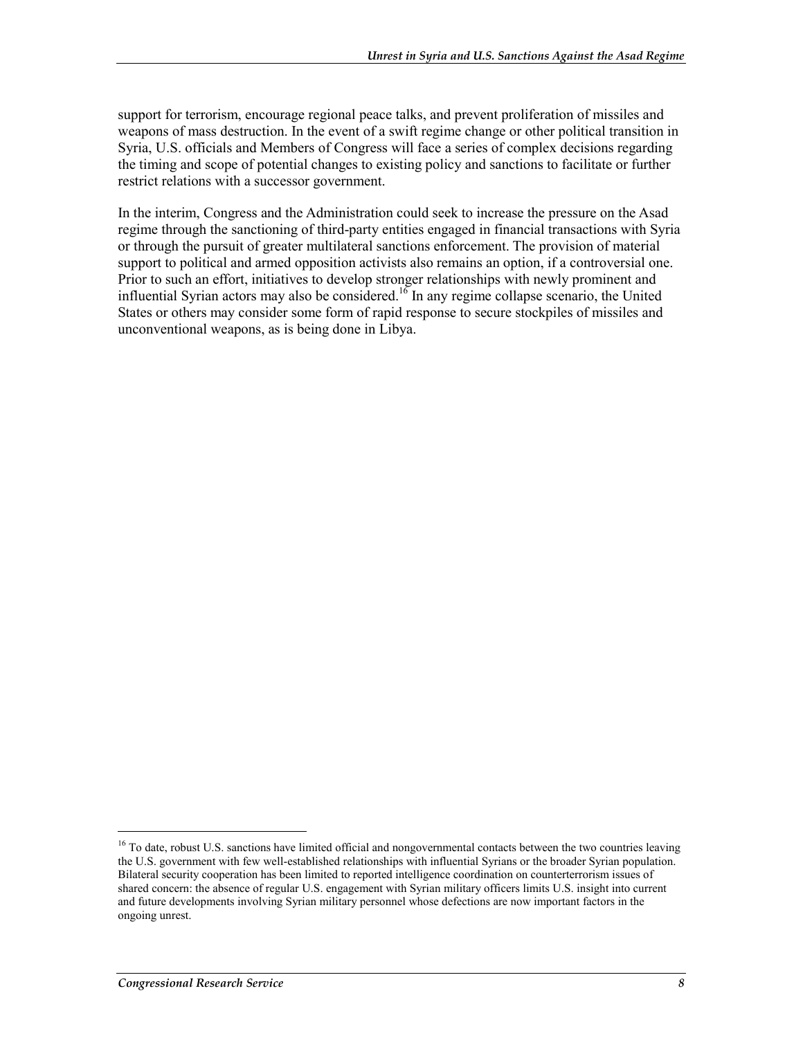support for terrorism, encourage regional peace talks, and prevent proliferation of missiles and weapons of mass destruction. In the event of a swift regime change or other political transition in Syria, U.S. officials and Members of Congress will face a series of complex decisions regarding the timing and scope of potential changes to existing policy and sanctions to facilitate or further restrict relations with a successor government.

In the interim, Congress and the Administration could seek to increase the pressure on the Asad regime through the sanctioning of third-party entities engaged in financial transactions with Syria or through the pursuit of greater multilateral sanctions enforcement. The provision of material support to political and armed opposition activists also remains an option, if a controversial one. Prior to such an effort, initiatives to develop stronger relationships with newly prominent and influential Syrian actors may also be considered.[16] In any regime collapse scenario, the United States or others may consider some form of rapid response to secure stockpiles of missiles and unconventional weapons, as is being done in Libya.

[16] To date, robust U.S. sanctions have limited official and nongovernmental contacts between the two countries leaving the U.S. government with few well-established relationships with influential Syrians or the broader Syrian population. Bilateral security cooperation has been limited to reported intelligence coordination on counterterrorism issues of shared concern: the absence of regular U.S. engagement with Syrian military officers limits U.S. insight into current and future developments involving Syrian military personnel whose defections are now important factors in the ongoing unrest.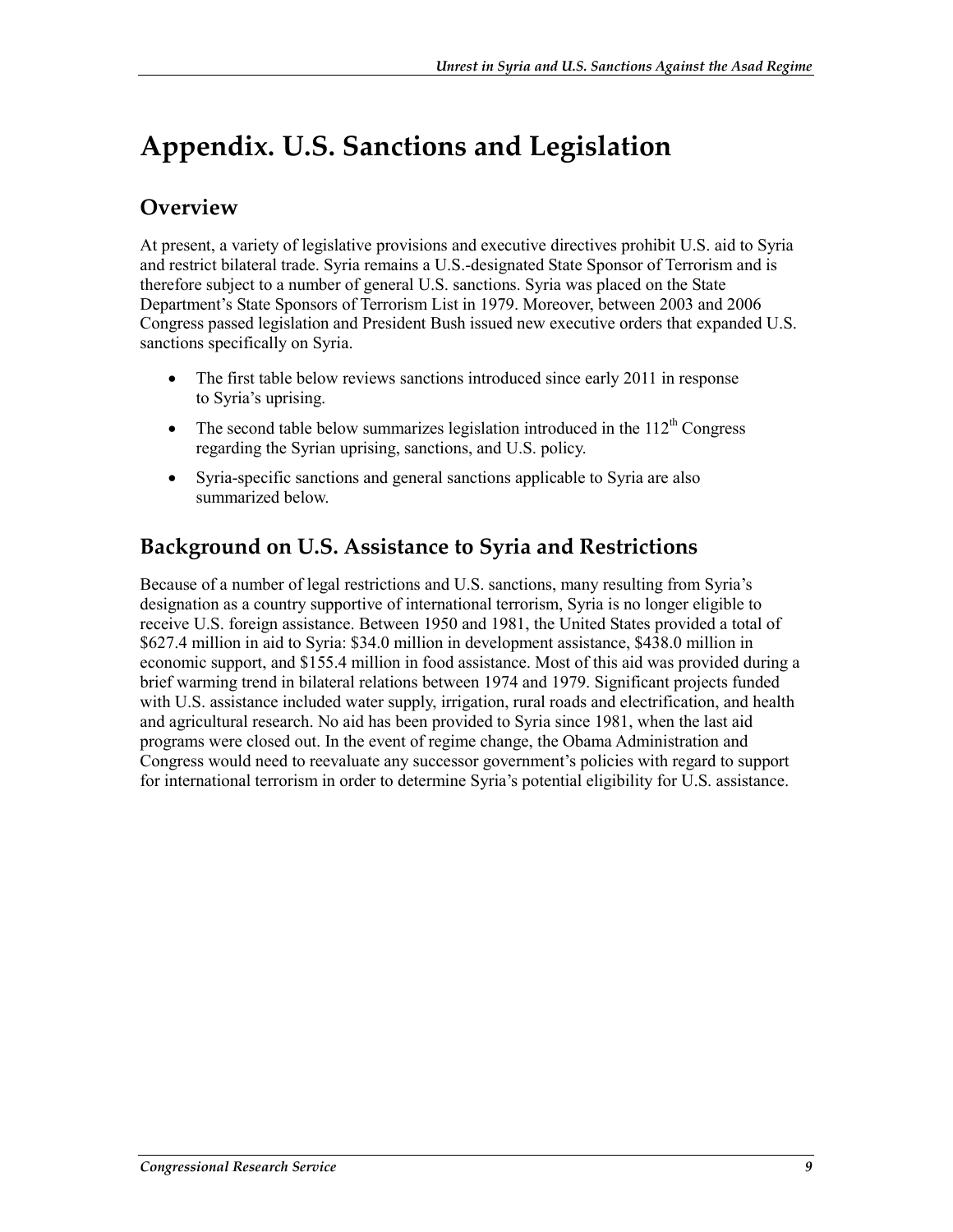# Appendix. U.S. Sanctions and Legislation

## Overview

At present, a variety of legislative provisions and executive directives prohibit U.S. aid to Syria and restrict bilateral trade. Syria remains a U.S.-designated State Sponsor of Terrorism and is therefore subject to a number of general U.S. sanctions. Syria was placed on the State Department's State Sponsors of Terrorism List in 1979. Moreover, between 2003 and 2006 Congress passed legislation and President Bush issued new executive orders that expanded U.S. sanctions specifically on Syria.

- The first table below reviews sanctions introduced since early 2011 in response to Syria's uprising.
- The second table below summarizes legislation introduced in the 112th Congress regarding the Syrian uprising, sanctions, and U.S. policy.
- Syria-specific sanctions and general sanctions applicable to Syria are also summarized below.

## Background on U.S. Assistance to Syria and Restrictions

Because of a number of legal restrictions and U.S. sanctions, many resulting from Syria's designation as a country supportive of international terrorism, Syria is no longer eligible to receive U.S. foreign assistance. Between 1950 and 1981, the United States provided a total of $627.4 million in aid to Syria: $34.0 million in development assistance, $438.0 million in economic support, and $155.4 million in food assistance. Most of this aid was provided during a brief warming trend in bilateral relations between 1974 and 1979. Significant projects funded with U.S. assistance included water supply, irrigation, rural roads and electrification, and health and agricultural research. No aid has been provided to Syria since 1981, when the last aid programs were closed out. In the event of regime change, the Obama Administration and Congress would need to reevaluate any successor government's policies with regard to support for international terrorism in order to determine Syria's potential eligibility for U.S. assistance.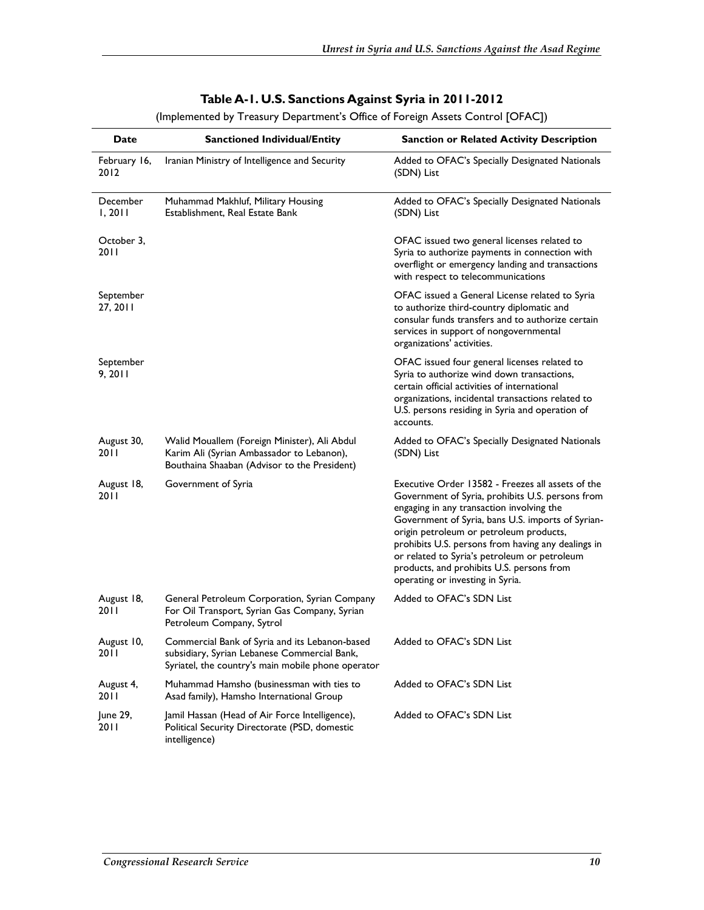**Table A-1. U.S. Sanctions Against Syria in 2011-2012**

(Implemented by Treasury Department's Office of Foreign Assets Control [OFAC])

| Date | Sanctioned Individual/Entity | Sanction or Related Activity Description |
|---|---|---|
| February 16, 2012 | Iranian Ministry of Intelligence and Security | Added to OFAC's Specially Designated Nationals (SDN) List |
| December 1, 2011 | Muhammad Makhluf, Military Housing Establishment, Real Estate Bank | Added to OFAC's Specially Designated Nationals (SDN) List |
| October 3, 2011 | | OFAC issued two general licenses related to Syria to authorize payments in connection with overflight or emergency landing and transactions with respect to telecommunications |
| September 27, 2011 | | OFAC issued a General License related to Syria to authorize third-country diplomatic and consular funds transfers and to authorize certain services in support of nongovernmental organizations' activities. |
| September 9, 2011 | | OFAC issued four general licenses related to Syria to authorize wind down transactions, certain official activities of international organizations, incidental transactions related to U.S. persons residing in Syria and operation of accounts. |
| August 30, 2011 | Walid Mouallem (Foreign Minister), Ali Abdul Karim Ali (Syrian Ambassador to Lebanon), Bouthaina Shaaban (Advisor to the President) | Added to OFAC's Specially Designated Nationals (SDN) List |
| August 18, 2011 | Government of Syria | Executive Order 13582 - Freezes all assets of the Government of Syria, prohibits U.S. persons from engaging in any transaction involving the Government of Syria, bans U.S. imports of Syrian-origin petroleum or petroleum products, prohibits U.S. persons from having any dealings in or related to Syria's petroleum or petroleum products, and prohibits U.S. persons from operating or investing in Syria. |
| August 18, 2011 | General Petroleum Corporation, Syrian Company For Oil Transport, Syrian Gas Company, Syrian Petroleum Company, Sytrol | Added to OFAC's SDN List |
| August 10, 2011 | Commercial Bank of Syria and its Lebanon-based subsidiary, Syrian Lebanese Commercial Bank, Syriatel, the country's main mobile phone operator | Added to OFAC's SDN List |
| August 4, 2011 | Muhammad Hamsho (businessman with ties to Asad family), Hamsho International Group | Added to OFAC's SDN List |
| June 29, 2011 | Jamil Hassan (Head of Air Force Intelligence), Political Security Directorate (PSD, domestic intelligence) | Added to OFAC's SDN List |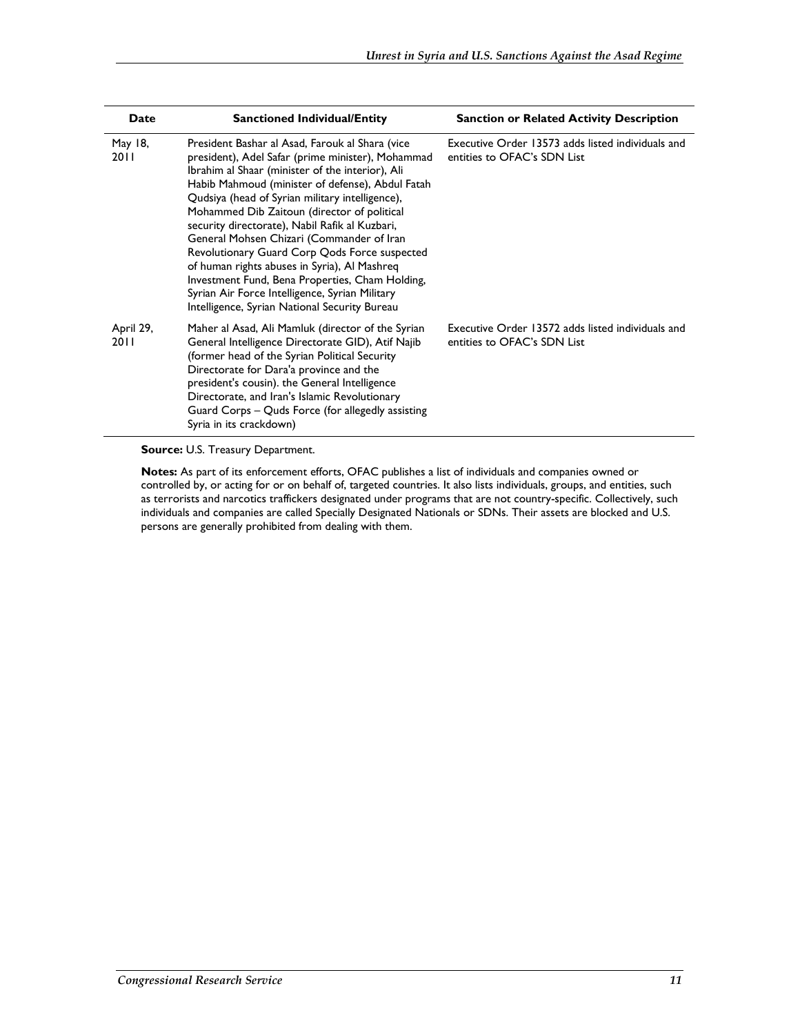| Date | Sanctioned Individual/Entity | Sanction or Related Activity Description |
| --- | --- | --- |
| May 18, 2011 | President Bashar al Asad, Farouk al Shara (vice president), Adel Safar (prime minister), Mohammad Ibrahim al Shaar (minister of the interior), Ali Habib Mahmoud (minister of defense), Abdul Fatah Qudsiya (head of Syrian military intelligence), Mohammed Dib Zaitoun (director of political security directorate), Nabil Rafik al Kuzbari, General Mohsen Chizari (Commander of Iran Revolutionary Guard Corp Qods Force suspected of human rights abuses in Syria), Al Mashreq Investment Fund, Bena Properties, Cham Holding, Syrian Air Force Intelligence, Syrian Military Intelligence, Syrian National Security Bureau | Executive Order 13573 adds listed individuals and entities to OFAC's SDN List |
| April 29, 2011 | Maher al Asad, Ali Mamluk (director of the Syrian General Intelligence Directorate GID), Atif Najib (former head of the Syrian Political Security Directorate for Dara'a province and the president's cousin). the General Intelligence Directorate, and Iran's Islamic Revolutionary Guard Corps – Quds Force (for allegedly assisting Syria in its crackdown) | Executive Order 13572 adds listed individuals and entities to OFAC's SDN List |

**Source:** U.S. Treasury Department.

**Notes:** As part of its enforcement efforts, OFAC publishes a list of individuals and companies owned or controlled by, or acting for or on behalf of, targeted countries. It also lists individuals, groups, and entities, such as terrorists and narcotics traffickers designated under programs that are not country-specific. Collectively, such individuals and companies are called Specially Designated Nationals or SDNs. Their assets are blocked and U.S. persons are generally prohibited from dealing with them.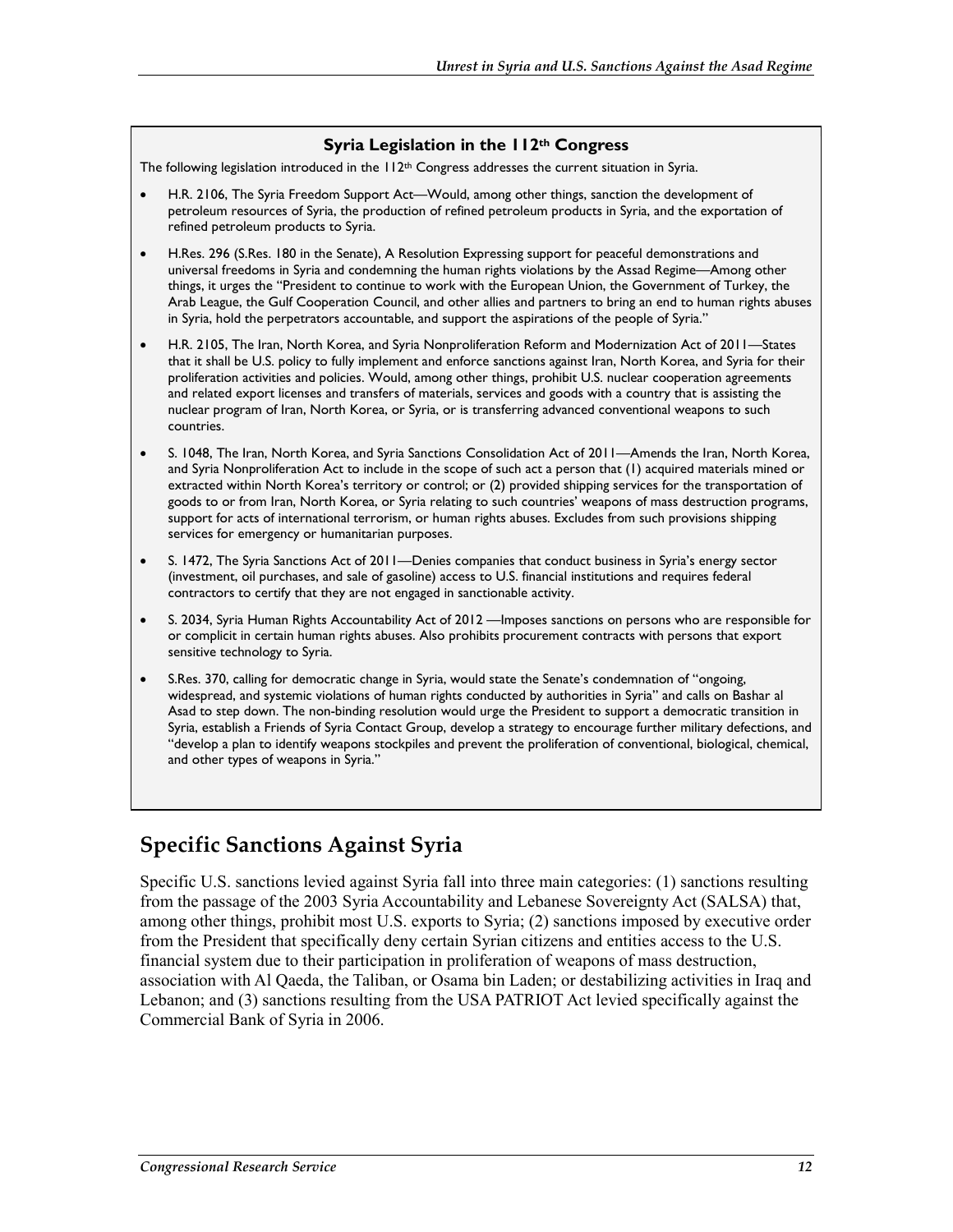**Syria Legislation in the 112th Congress**

The following legislation introduced in the 112th Congress addresses the current situation in Syria.

- H.R. 2106, The Syria Freedom Support Act—Would, among other things, sanction the development of petroleum resources of Syria, the production of refined petroleum products in Syria, and the exportation of refined petroleum products to Syria.
- H.Res. 296 (S.Res. 180 in the Senate), A Resolution Expressing support for peaceful demonstrations and universal freedoms in Syria and condemning the human rights violations by the Assad Regime—Among other things, it urges the "President to continue to work with the European Union, the Government of Turkey, the Arab League, the Gulf Cooperation Council, and other allies and partners to bring an end to human rights abuses in Syria, hold the perpetrators accountable, and support the aspirations of the people of Syria."
- H.R. 2105, The Iran, North Korea, and Syria Nonproliferation Reform and Modernization Act of 2011—States that it shall be U.S. policy to fully implement and enforce sanctions against Iran, North Korea, and Syria for their proliferation activities and policies. Would, among other things, prohibit U.S. nuclear cooperation agreements and related export licenses and transfers of materials, services and goods with a country that is assisting the nuclear program of Iran, North Korea, or Syria, or is transferring advanced conventional weapons to such countries.
- S. 1048, The Iran, North Korea, and Syria Sanctions Consolidation Act of 2011—Amends the Iran, North Korea, and Syria Nonproliferation Act to include in the scope of such act a person that (1) acquired materials mined or extracted within North Korea's territory or control; or (2) provided shipping services for the transportation of goods to or from Iran, North Korea, or Syria relating to such countries' weapons of mass destruction programs, support for acts of international terrorism, or human rights abuses. Excludes from such provisions shipping services for emergency or humanitarian purposes.
- S. 1472, The Syria Sanctions Act of 2011—Denies companies that conduct business in Syria's energy sector (investment, oil purchases, and sale of gasoline) access to U.S. financial institutions and requires federal contractors to certify that they are not engaged in sanctionable activity.
- S. 2034, Syria Human Rights Accountability Act of 2012 —Imposes sanctions on persons who are responsible for or complicit in certain human rights abuses. Also prohibits procurement contracts with persons that export sensitive technology to Syria.
- S.Res. 370, calling for democratic change in Syria, would state the Senate's condemnation of "ongoing, widespread, and systemic violations of human rights conducted by authorities in Syria" and calls on Bashar al Asad to step down. The non-binding resolution would urge the President to support a democratic transition in Syria, establish a Friends of Syria Contact Group, develop a strategy to encourage further military defections, and "develop a plan to identify weapons stockpiles and prevent the proliferation of conventional, biological, chemical, and other types of weapons in Syria."

## Specific Sanctions Against Syria

Specific U.S. sanctions levied against Syria fall into three main categories: (1) sanctions resulting from the passage of the 2003 Syria Accountability and Lebanese Sovereignty Act (SALSA) that, among other things, prohibit most U.S. exports to Syria; (2) sanctions imposed by executive order from the President that specifically deny certain Syrian citizens and entities access to the U.S. financial system due to their participation in proliferation of weapons of mass destruction, association with Al Qaeda, the Taliban, or Osama bin Laden; or destabilizing activities in Iraq and Lebanon; and (3) sanctions resulting from the USA PATRIOT Act levied specifically against the Commercial Bank of Syria in 2006.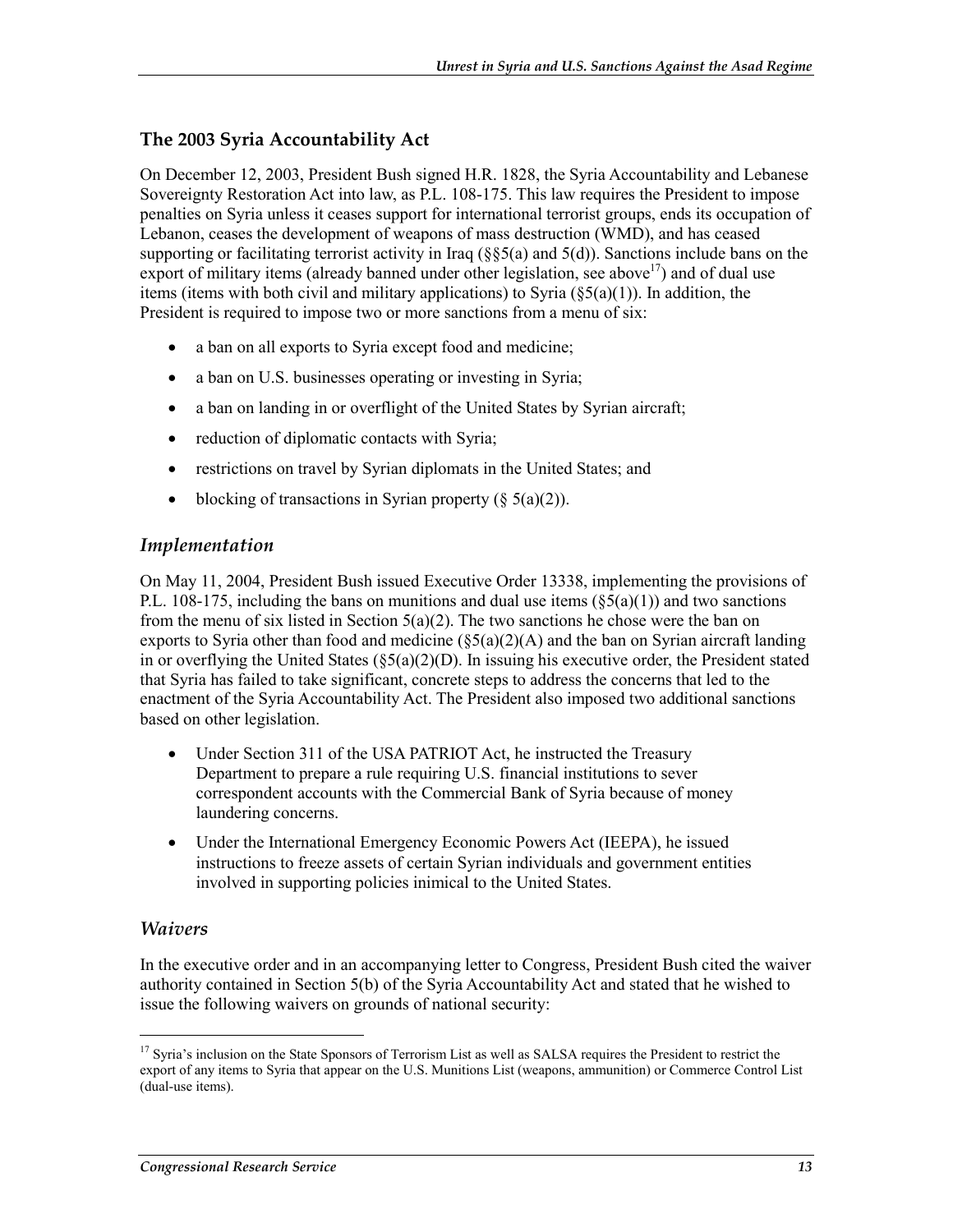### The 2003 Syria Accountability Act

On December 12, 2003, President Bush signed H.R. 1828, the Syria Accountability and Lebanese Sovereignty Restoration Act into law, as P.L. 108-175. This law requires the President to impose penalties on Syria unless it ceases support for international terrorist groups, ends its occupation of Lebanon, ceases the development of weapons of mass destruction (WMD), and has ceased supporting or facilitating terrorist activity in Iraq (§§5(a) and 5(d)). Sanctions include bans on the export of military items (already banned under other legislation, see above[17]) and of dual use items (items with both civil and military applications) to Syria (§5(a)(1)). In addition, the President is required to impose two or more sanctions from a menu of six:

- a ban on all exports to Syria except food and medicine;
- a ban on U.S. businesses operating or investing in Syria;
- a ban on landing in or overflight of the United States by Syrian aircraft;
- reduction of diplomatic contacts with Syria;
- restrictions on travel by Syrian diplomats in the United States; and
- blocking of transactions in Syrian property (§ 5(a)(2)).

## *Implementation*

On May 11, 2004, President Bush issued Executive Order 13338, implementing the provisions of P.L. 108-175, including the bans on munitions and dual use items (§5(a)(1)) and two sanctions from the menu of six listed in Section 5(a)(2). The two sanctions he chose were the ban on exports to Syria other than food and medicine (§5(a)(2)(A) and the ban on Syrian aircraft landing in or overflying the United States (§5(a)(2)(D). In issuing his executive order, the President stated that Syria has failed to take significant, concrete steps to address the concerns that led to the enactment of the Syria Accountability Act. The President also imposed two additional sanctions based on other legislation.

- Under Section 311 of the USA PATRIOT Act, he instructed the Treasury Department to prepare a rule requiring U.S. financial institutions to sever correspondent accounts with the Commercial Bank of Syria because of money laundering concerns.
- Under the International Emergency Economic Powers Act (IEEPA), he issued instructions to freeze assets of certain Syrian individuals and government entities involved in supporting policies inimical to the United States.

## *Waivers*

In the executive order and in an accompanying letter to Congress, President Bush cited the waiver authority contained in Section 5(b) of the Syria Accountability Act and stated that he wished to issue the following waivers on grounds of national security:

[17] Syria's inclusion on the State Sponsors of Terrorism List as well as SALSA requires the President to restrict the export of any items to Syria that appear on the U.S. Munitions List (weapons, ammunition) or Commerce Control List (dual-use items).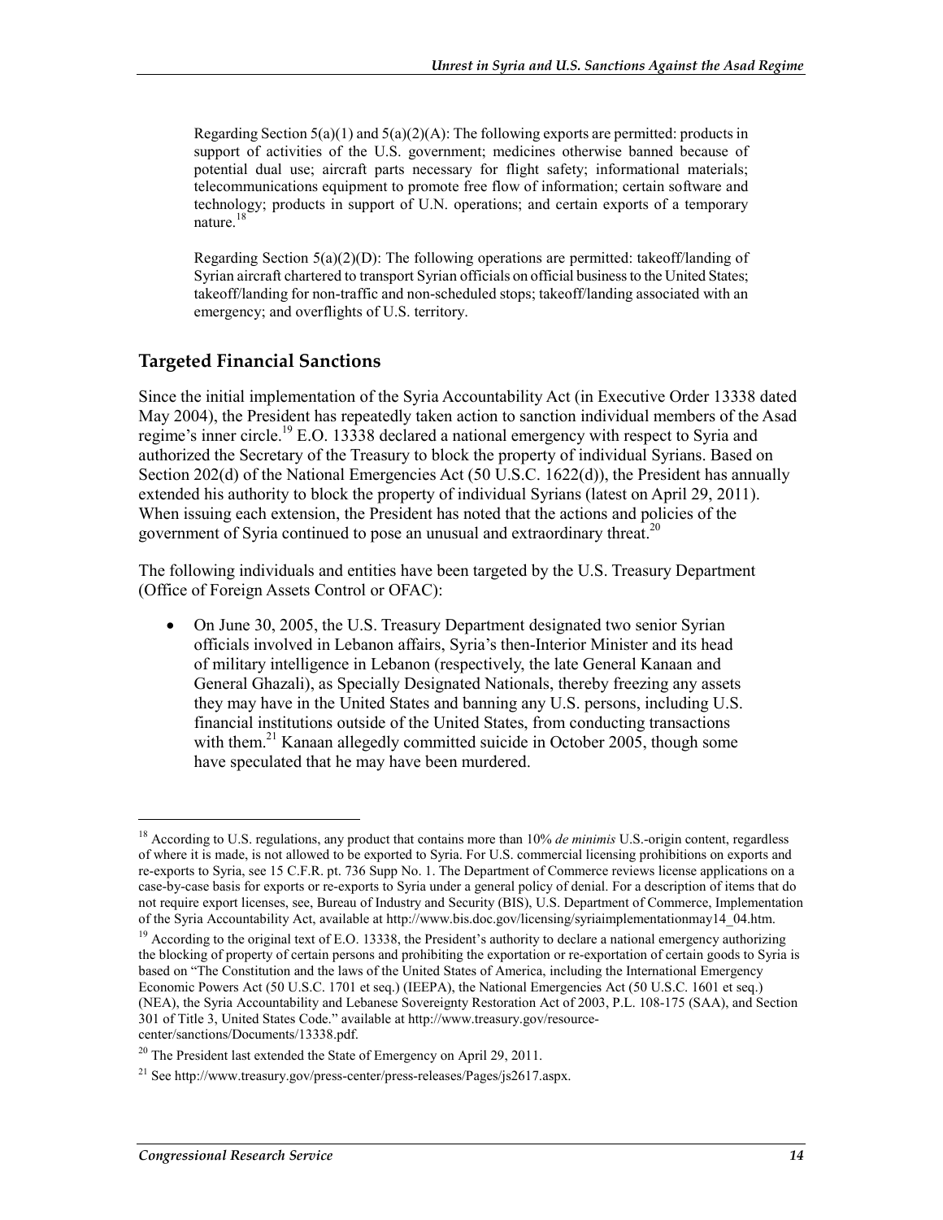> Regarding Section 5(a)(1) and 5(a)(2)(A): The following exports are permitted: products in support of activities of the U.S. government; medicines otherwise banned because of potential dual use; aircraft parts necessary for flight safety; informational materials; telecommunications equipment to promote free flow of information; certain software and technology; products in support of U.N. operations; and certain exports of a temporary nature.[18]
>
> Regarding Section 5(a)(2)(D): The following operations are permitted: takeoff/landing of Syrian aircraft chartered to transport Syrian officials on official business to the United States; takeoff/landing for non-traffic and non-scheduled stops; takeoff/landing associated with an emergency; and overflights of U.S. territory.

## Targeted Financial Sanctions

Since the initial implementation of the Syria Accountability Act (in Executive Order 13338 dated May 2004), the President has repeatedly taken action to sanction individual members of the Asad regime's inner circle.[19] E.O. 13338 declared a national emergency with respect to Syria and authorized the Secretary of the Treasury to block the property of individual Syrians. Based on Section 202(d) of the National Emergencies Act (50 U.S.C. 1622(d)), the President has annually extended his authority to block the property of individual Syrians (latest on April 29, 2011). When issuing each extension, the President has noted that the actions and policies of the government of Syria continued to pose an unusual and extraordinary threat.[20]

The following individuals and entities have been targeted by the U.S. Treasury Department (Office of Foreign Assets Control or OFAC):

- On June 30, 2005, the U.S. Treasury Department designated two senior Syrian officials involved in Lebanon affairs, Syria's then-Interior Minister and its head of military intelligence in Lebanon (respectively, the late General Kanaan and General Ghazali), as Specially Designated Nationals, thereby freezing any assets they may have in the United States and banning any U.S. persons, including U.S. financial institutions outside of the United States, from conducting transactions with them.[21] Kanaan allegedly committed suicide in October 2005, though some have speculated that he may have been murdered.

---

[18] According to U.S. regulations, any product that contains more than 10% *de minimis* U.S.-origin content, regardless of where it is made, is not allowed to be exported to Syria. For U.S. commercial licensing prohibitions on exports and re-exports to Syria, see 15 C.F.R. pt. 736 Supp No. 1. The Department of Commerce reviews license applications on a case-by-case basis for exports or re-exports to Syria under a general policy of denial. For a description of items that do not require export licenses, see, Bureau of Industry and Security (BIS), U.S. Department of Commerce, Implementation of the Syria Accountability Act, available at http://www.bis.doc.gov/licensing/syriaimplementationmay14_04.htm.

[19] According to the original text of E.O. 13338, the President's authority to declare a national emergency authorizing the blocking of property of certain persons and prohibiting the exportation or re-exportation of certain goods to Syria is based on "The Constitution and the laws of the United States of America, including the International Emergency Economic Powers Act (50 U.S.C. 1701 et seq.) (IEEPA), the National Emergencies Act (50 U.S.C. 1601 et seq.) (NEA), the Syria Accountability and Lebanese Sovereignty Restoration Act of 2003, P.L. 108-175 (SAA), and Section 301 of Title 3, United States Code." available at http://www.treasury.gov/resource-center/sanctions/Documents/13338.pdf.

[20] The President last extended the State of Emergency on April 29, 2011.

[21] See http://www.treasury.gov/press-center/press-releases/Pages/js2617.aspx.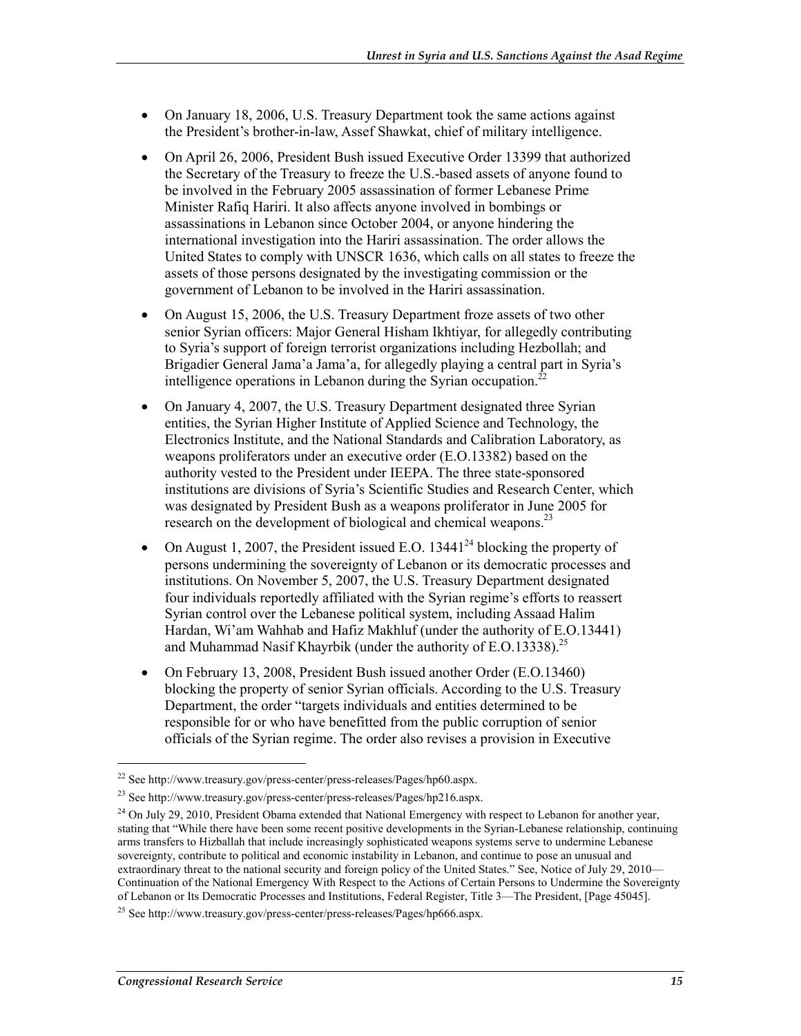- On January 18, 2006, U.S. Treasury Department took the same actions against the President's brother-in-law, Assef Shawkat, chief of military intelligence.
- On April 26, 2006, President Bush issued Executive Order 13399 that authorized the Secretary of the Treasury to freeze the U.S.-based assets of anyone found to be involved in the February 2005 assassination of former Lebanese Prime Minister Rafiq Hariri. It also affects anyone involved in bombings or assassinations in Lebanon since October 2004, or anyone hindering the international investigation into the Hariri assassination. The order allows the United States to comply with UNSCR 1636, which calls on all states to freeze the assets of those persons designated by the investigating commission or the government of Lebanon to be involved in the Hariri assassination.
- On August 15, 2006, the U.S. Treasury Department froze assets of two other senior Syrian officers: Major General Hisham Ikhtiyar, for allegedly contributing to Syria's support of foreign terrorist organizations including Hezbollah; and Brigadier General Jama'a Jama'a, for allegedly playing a central part in Syria's intelligence operations in Lebanon during the Syrian occupation.[22]
- On January 4, 2007, the U.S. Treasury Department designated three Syrian entities, the Syrian Higher Institute of Applied Science and Technology, the Electronics Institute, and the National Standards and Calibration Laboratory, as weapons proliferators under an executive order (E.O.13382) based on the authority vested to the President under IEEPA. The three state-sponsored institutions are divisions of Syria's Scientific Studies and Research Center, which was designated by President Bush as a weapons proliferator in June 2005 for research on the development of biological and chemical weapons.[23]
- On August 1, 2007, the President issued E.O. 13441[24] blocking the property of persons undermining the sovereignty of Lebanon or its democratic processes and institutions. On November 5, 2007, the U.S. Treasury Department designated four individuals reportedly affiliated with the Syrian regime's efforts to reassert Syrian control over the Lebanese political system, including Assaad Halim Hardan, Wi'am Wahhab and Hafiz Makhluf (under the authority of E.O.13441) and Muhammad Nasif Khayrbik (under the authority of E.O.13338).[25]
- On February 13, 2008, President Bush issued another Order (E.O.13460) blocking the property of senior Syrian officials. According to the U.S. Treasury Department, the order "targets individuals and entities determined to be responsible for or who have benefitted from the public corruption of senior officials of the Syrian regime. The order also revises a provision in Executive

---

[22] See http://www.treasury.gov/press-center/press-releases/Pages/hp60.aspx.

[23] See http://www.treasury.gov/press-center/press-releases/Pages/hp216.aspx.

[24] On July 29, 2010, President Obama extended that National Emergency with respect to Lebanon for another year, stating that "While there have been some recent positive developments in the Syrian-Lebanese relationship, continuing arms transfers to Hizballah that include increasingly sophisticated weapons systems serve to undermine Lebanese sovereignty, contribute to political and economic instability in Lebanon, and continue to pose an unusual and extraordinary threat to the national security and foreign policy of the United States." See, Notice of July 29, 2010—Continuation of the National Emergency With Respect to the Actions of Certain Persons to Undermine the Sovereignty of Lebanon or Its Democratic Processes and Institutions, Federal Register, Title 3—The President, [Page 45045].

[25] See http://www.treasury.gov/press-center/press-releases/Pages/hp666.aspx.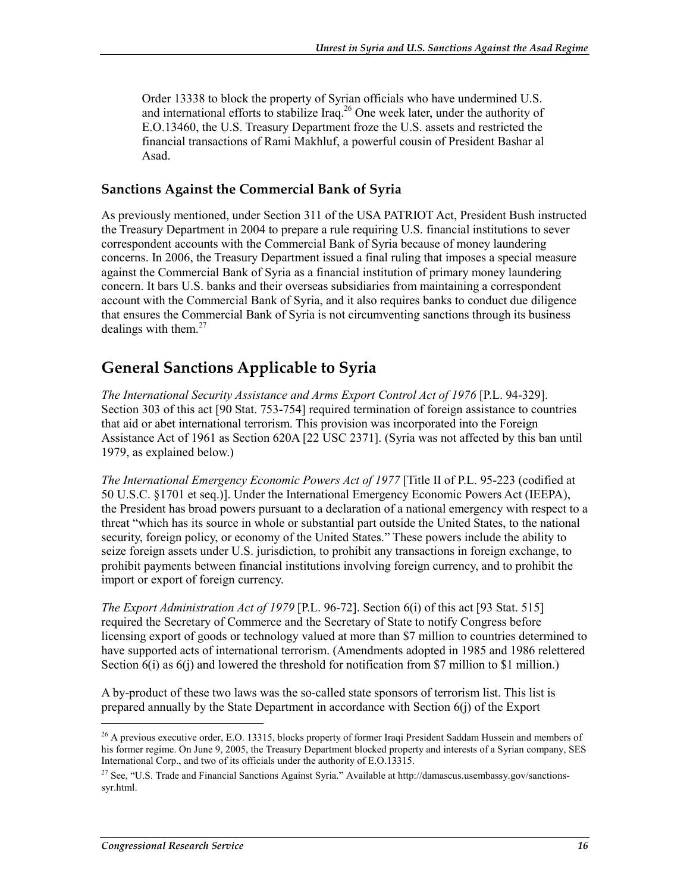Order 13338 to block the property of Syrian officials who have undermined U.S. and international efforts to stabilize Iraq.[26] One week later, under the authority of E.O.13460, the U.S. Treasury Department froze the U.S. assets and restricted the financial transactions of Rami Makhluf, a powerful cousin of President Bashar al Asad.

### Sanctions Against the Commercial Bank of Syria

As previously mentioned, under Section 311 of the USA PATRIOT Act, President Bush instructed the Treasury Department in 2004 to prepare a rule requiring U.S. financial institutions to sever correspondent accounts with the Commercial Bank of Syria because of money laundering concerns. In 2006, the Treasury Department issued a final ruling that imposes a special measure against the Commercial Bank of Syria as a financial institution of primary money laundering concern. It bars U.S. banks and their overseas subsidiaries from maintaining a correspondent account with the Commercial Bank of Syria, and it also requires banks to conduct due diligence that ensures the Commercial Bank of Syria is not circumventing sanctions through its business dealings with them.[27]

## General Sanctions Applicable to Syria

*The International Security Assistance and Arms Export Control Act of 1976* [P.L. 94-329]. Section 303 of this act [90 Stat. 753-754] required termination of foreign assistance to countries that aid or abet international terrorism. This provision was incorporated into the Foreign Assistance Act of 1961 as Section 620A [22 USC 2371]. (Syria was not affected by this ban until 1979, as explained below.)

*The International Emergency Economic Powers Act of 1977* [Title II of P.L. 95-223 (codified at 50 U.S.C. §1701 et seq.)]. Under the International Emergency Economic Powers Act (IEEPA), the President has broad powers pursuant to a declaration of a national emergency with respect to a threat "which has its source in whole or substantial part outside the United States, to the national security, foreign policy, or economy of the United States." These powers include the ability to seize foreign assets under U.S. jurisdiction, to prohibit any transactions in foreign exchange, to prohibit payments between financial institutions involving foreign currency, and to prohibit the import or export of foreign currency.

*The Export Administration Act of 1979* [P.L. 96-72]. Section 6(i) of this act [93 Stat. 515] required the Secretary of Commerce and the Secretary of State to notify Congress before licensing export of goods or technology valued at more than $7 million to countries determined to have supported acts of international terrorism. (Amendments adopted in 1985 and 1986 relettered Section 6(i) as 6(j) and lowered the threshold for notification from $7 million to $1 million.)

A by-product of these two laws was the so-called state sponsors of terrorism list. This list is prepared annually by the State Department in accordance with Section 6(j) of the Export

---

[26] A previous executive order, E.O. 13315, blocks property of former Iraqi President Saddam Hussein and members of his former regime. On June 9, 2005, the Treasury Department blocked property and interests of a Syrian company, SES International Corp., and two of its officials under the authority of E.O.13315.

[27] See, "U.S. Trade and Financial Sanctions Against Syria." Available at http://damascus.usembassy.gov/sanctions-syr.html.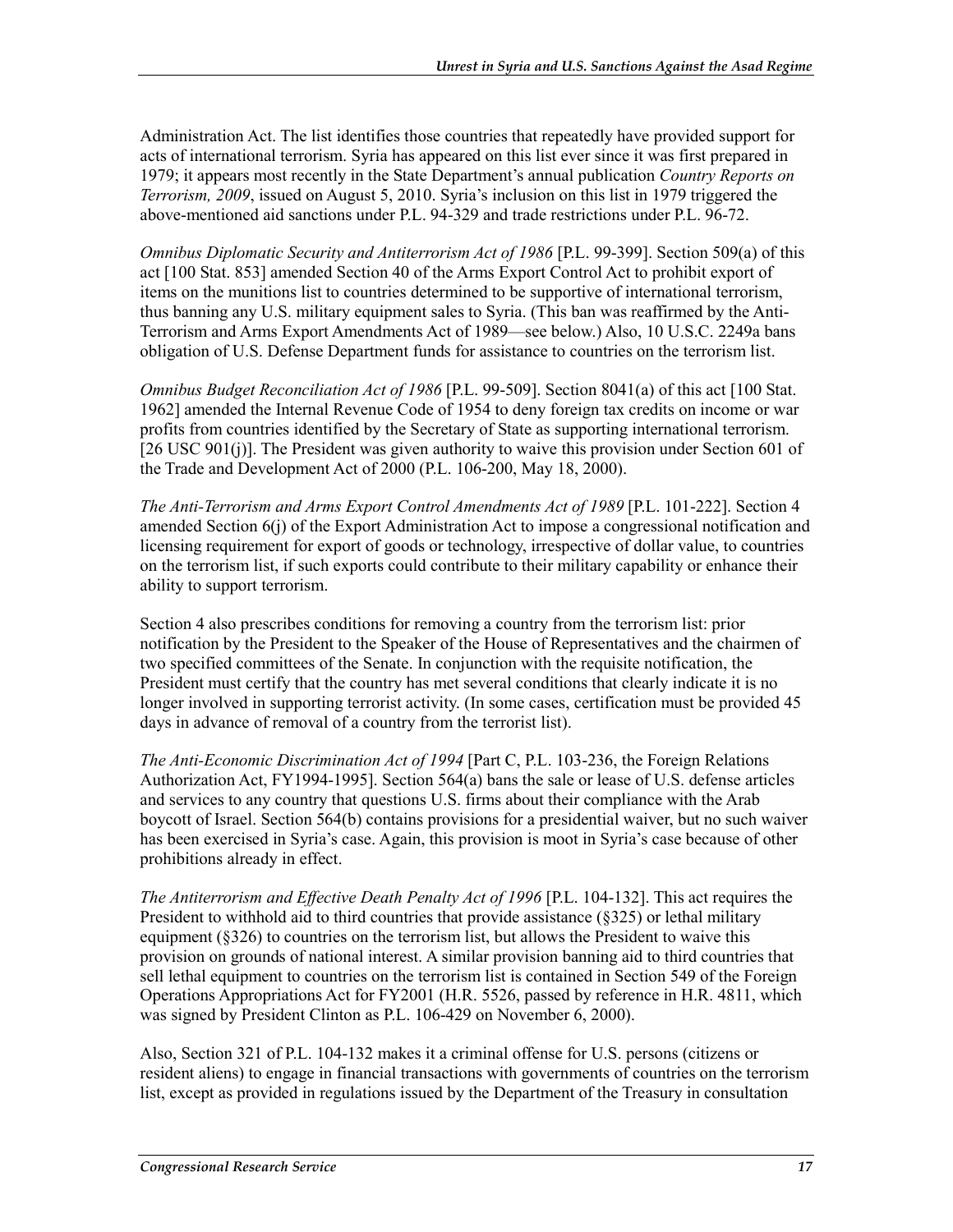Administration Act. The list identifies those countries that repeatedly have provided support for acts of international terrorism. Syria has appeared on this list ever since it was first prepared in 1979; it appears most recently in the State Department's annual publication *Country Reports on Terrorism, 2009*, issued on August 5, 2010. Syria's inclusion on this list in 1979 triggered the above-mentioned aid sanctions under P.L. 94-329 and trade restrictions under P.L. 96-72.

*Omnibus Diplomatic Security and Antiterrorism Act of 1986* [P.L. 99-399]. Section 509(a) of this act [100 Stat. 853] amended Section 40 of the Arms Export Control Act to prohibit export of items on the munitions list to countries determined to be supportive of international terrorism, thus banning any U.S. military equipment sales to Syria. (This ban was reaffirmed by the Anti-Terrorism and Arms Export Amendments Act of 1989—see below.) Also, 10 U.S.C. 2249a bans obligation of U.S. Defense Department funds for assistance to countries on the terrorism list.

*Omnibus Budget Reconciliation Act of 1986* [P.L. 99-509]. Section 8041(a) of this act [100 Stat. 1962] amended the Internal Revenue Code of 1954 to deny foreign tax credits on income or war profits from countries identified by the Secretary of State as supporting international terrorism. [26 USC 901(j)]. The President was given authority to waive this provision under Section 601 of the Trade and Development Act of 2000 (P.L. 106-200, May 18, 2000).

*The Anti-Terrorism and Arms Export Control Amendments Act of 1989* [P.L. 101-222]. Section 4 amended Section 6(j) of the Export Administration Act to impose a congressional notification and licensing requirement for export of goods or technology, irrespective of dollar value, to countries on the terrorism list, if such exports could contribute to their military capability or enhance their ability to support terrorism.

Section 4 also prescribes conditions for removing a country from the terrorism list: prior notification by the President to the Speaker of the House of Representatives and the chairmen of two specified committees of the Senate. In conjunction with the requisite notification, the President must certify that the country has met several conditions that clearly indicate it is no longer involved in supporting terrorist activity. (In some cases, certification must be provided 45 days in advance of removal of a country from the terrorist list).

*The Anti-Economic Discrimination Act of 1994* [Part C, P.L. 103-236, the Foreign Relations Authorization Act, FY1994-1995]. Section 564(a) bans the sale or lease of U.S. defense articles and services to any country that questions U.S. firms about their compliance with the Arab boycott of Israel. Section 564(b) contains provisions for a presidential waiver, but no such waiver has been exercised in Syria's case. Again, this provision is moot in Syria's case because of other prohibitions already in effect.

*The Antiterrorism and Effective Death Penalty Act of 1996* [P.L. 104-132]. This act requires the President to withhold aid to third countries that provide assistance (§325) or lethal military equipment (§326) to countries on the terrorism list, but allows the President to waive this provision on grounds of national interest. A similar provision banning aid to third countries that sell lethal equipment to countries on the terrorism list is contained in Section 549 of the Foreign Operations Appropriations Act for FY2001 (H.R. 5526, passed by reference in H.R. 4811, which was signed by President Clinton as P.L. 106-429 on November 6, 2000).

Also, Section 321 of P.L. 104-132 makes it a criminal offense for U.S. persons (citizens or resident aliens) to engage in financial transactions with governments of countries on the terrorism list, except as provided in regulations issued by the Department of the Treasury in consultation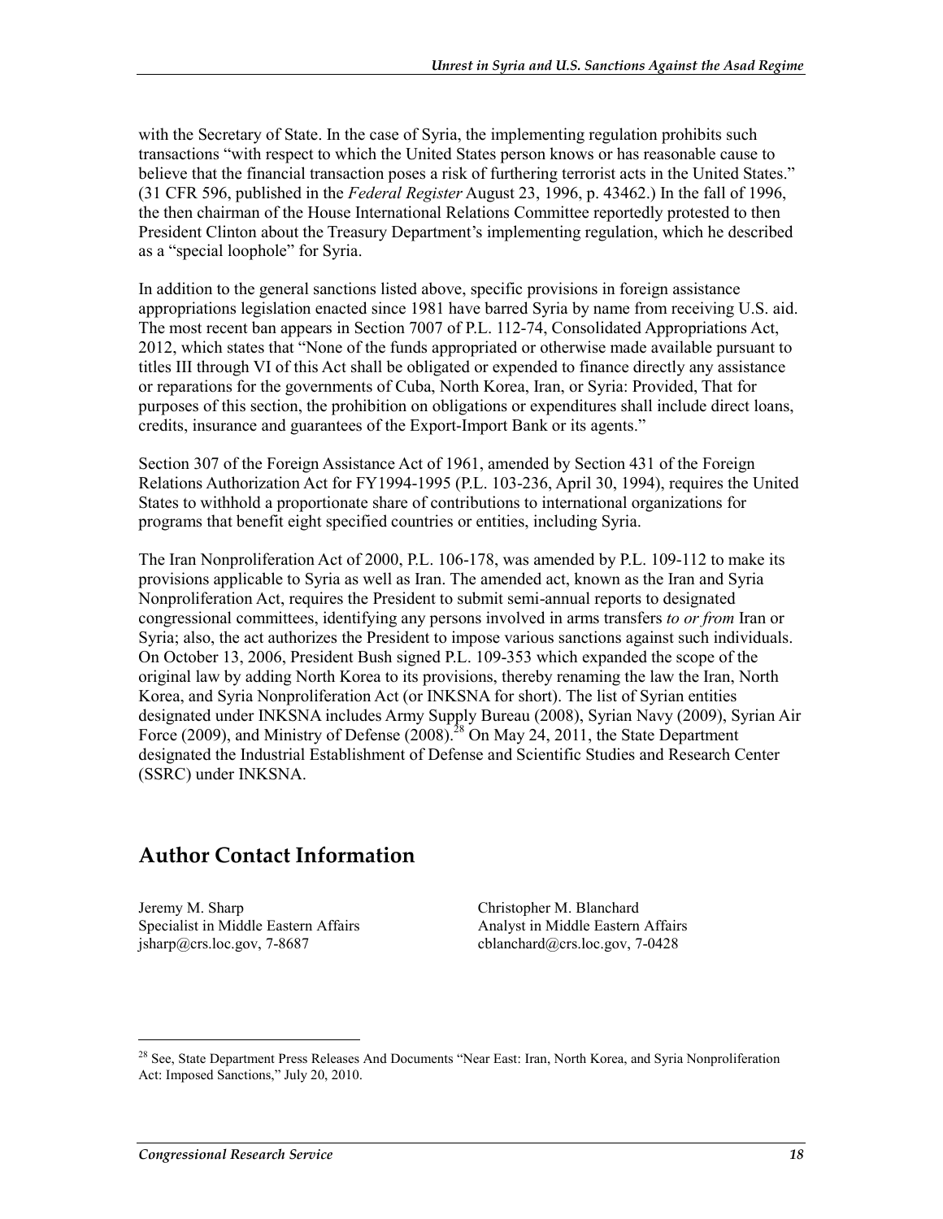with the Secretary of State. In the case of Syria, the implementing regulation prohibits such transactions "with respect to which the United States person knows or has reasonable cause to believe that the financial transaction poses a risk of furthering terrorist acts in the United States." (31 CFR 596, published in the *Federal Register* August 23, 1996, p. 43462.) In the fall of 1996, the then chairman of the House International Relations Committee reportedly protested to then President Clinton about the Treasury Department's implementing regulation, which he described as a "special loophole" for Syria.

In addition to the general sanctions listed above, specific provisions in foreign assistance appropriations legislation enacted since 1981 have barred Syria by name from receiving U.S. aid. The most recent ban appears in Section 7007 of P.L. 112-74, Consolidated Appropriations Act, 2012, which states that "None of the funds appropriated or otherwise made available pursuant to titles III through VI of this Act shall be obligated or expended to finance directly any assistance or reparations for the governments of Cuba, North Korea, Iran, or Syria: Provided, That for purposes of this section, the prohibition on obligations or expenditures shall include direct loans, credits, insurance and guarantees of the Export-Import Bank or its agents."

Section 307 of the Foreign Assistance Act of 1961, amended by Section 431 of the Foreign Relations Authorization Act for FY1994-1995 (P.L. 103-236, April 30, 1994), requires the United States to withhold a proportionate share of contributions to international organizations for programs that benefit eight specified countries or entities, including Syria.

The Iran Nonproliferation Act of 2000, P.L. 106-178, was amended by P.L. 109-112 to make its provisions applicable to Syria as well as Iran. The amended act, known as the Iran and Syria Nonproliferation Act, requires the President to submit semi-annual reports to designated congressional committees, identifying any persons involved in arms transfers *to or from* Iran or Syria; also, the act authorizes the President to impose various sanctions against such individuals. On October 13, 2006, President Bush signed P.L. 109-353 which expanded the scope of the original law by adding North Korea to its provisions, thereby renaming the law the Iran, North Korea, and Syria Nonproliferation Act (or INKSNA for short). The list of Syrian entities designated under INKSNA includes Army Supply Bureau (2008), Syrian Navy (2009), Syrian Air Force (2009), and Ministry of Defense (2008).[28] On May 24, 2011, the State Department designated the Industrial Establishment of Defense and Scientific Studies and Research Center (SSRC) under INKSNA.

## Author Contact Information

Jeremy M. Sharp
Specialist in Middle Eastern Affairs
jsharp@crs.loc.gov, 7-8687

Christopher M. Blanchard
Analyst in Middle Eastern Affairs
cblanchard@crs.loc.gov, 7-0428

[28] See, State Department Press Releases And Documents "Near East: Iran, North Korea, and Syria Nonproliferation Act: Imposed Sanctions," July 20, 2010.